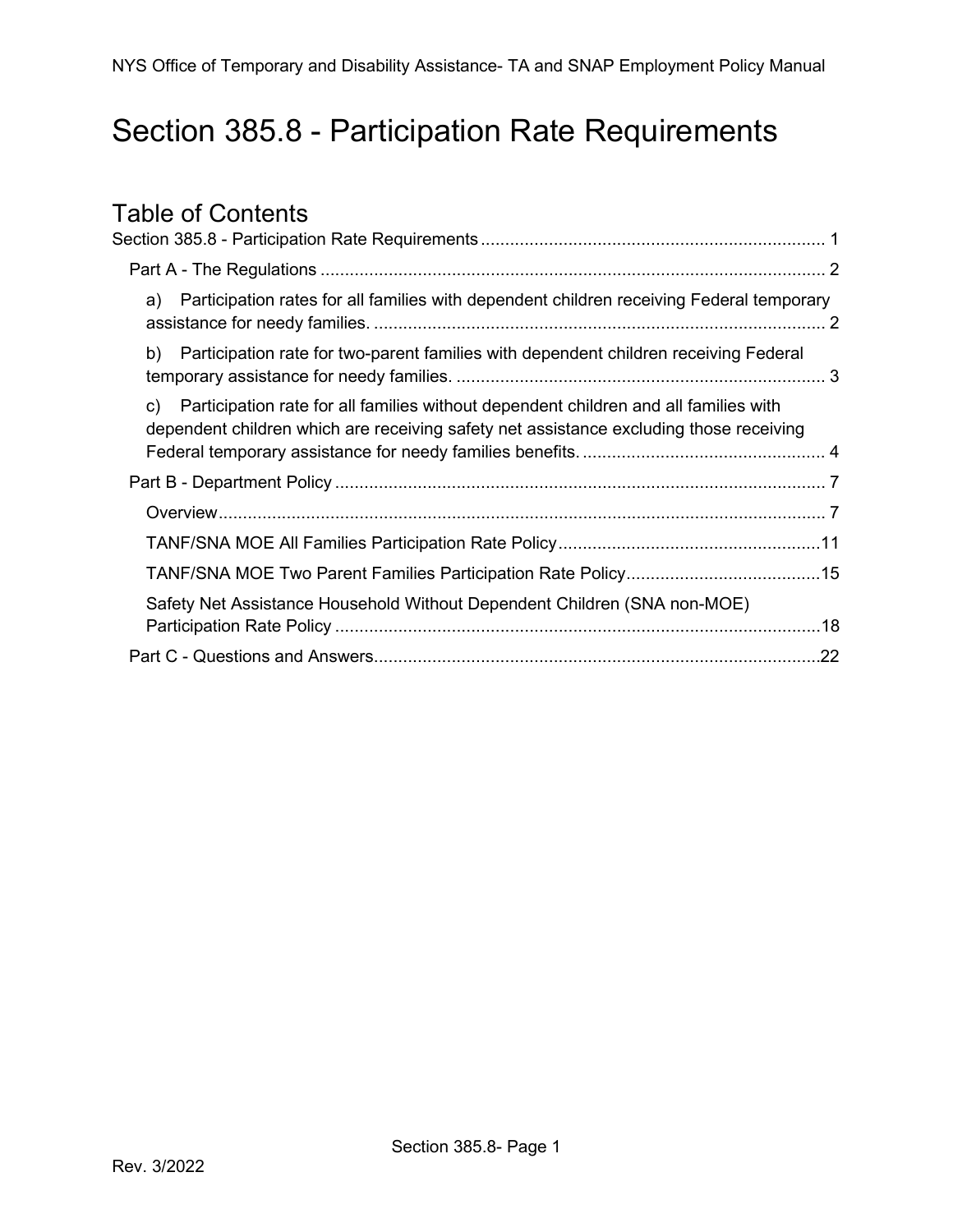# Section 385.8 - Participation Rate Requirements

## Table of Contents

Section 385.8 - Participation Rate Requirements ... 1

- Part A - The Regulations ... 2
  - a) Participation rates for all families with dependent children receiving Federal temporary assistance for needy families. ... 2
  - b) Participation rate for two-parent families with dependent children receiving Federal temporary assistance for needy families. ... 3
  - c) Participation rate for all families without dependent children and all families with dependent children which are receiving safety net assistance excluding those receiving Federal temporary assistance for needy families benefits. ... 4
- Part B - Department Policy ... 7
  - Overview ... 7
  - TANF/SNA MOE All Families Participation Rate Policy ... 11
  - TANF/SNA MOE Two Parent Families Participation Rate Policy ... 15
  - Safety Net Assistance Household Without Dependent Children (SNA non-MOE) Participation Rate Policy ... 18
- Part C - Questions and Answers ... 22

Rev. 3/2022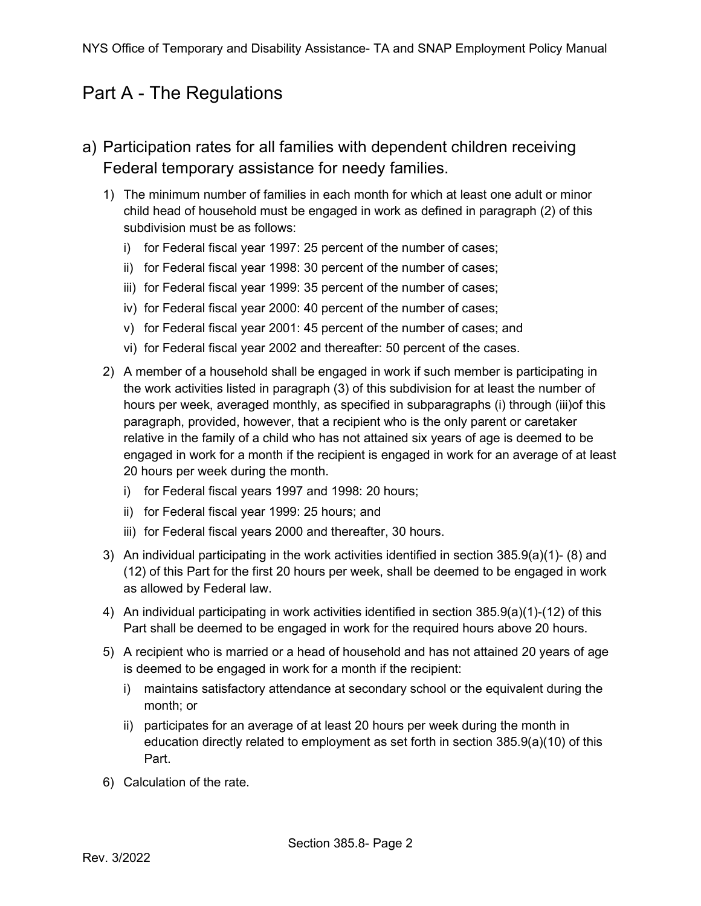# Part A - The Regulations

## a) Participation rates for all families with dependent children receiving Federal temporary assistance for needy families.

1) The minimum number of families in each month for which at least one adult or minor child head of household must be engaged in work as defined in paragraph (2) of this subdivision must be as follows:
   i) for Federal fiscal year 1997: 25 percent of the number of cases;
   ii) for Federal fiscal year 1998: 30 percent of the number of cases;
   iii) for Federal fiscal year 1999: 35 percent of the number of cases;
   iv) for Federal fiscal year 2000: 40 percent of the number of cases;
   v) for Federal fiscal year 2001: 45 percent of the number of cases; and
   vi) for Federal fiscal year 2002 and thereafter: 50 percent of the cases.
2) A member of a household shall be engaged in work if such member is participating in the work activities listed in paragraph (3) of this subdivision for at least the number of hours per week, averaged monthly, as specified in subparagraphs (i) through (iii)of this paragraph, provided, however, that a recipient who is the only parent or caretaker relative in the family of a child who has not attained six years of age is deemed to be engaged in work for a month if the recipient is engaged in work for an average of at least 20 hours per week during the month.
   i) for Federal fiscal years 1997 and 1998: 20 hours;
   ii) for Federal fiscal year 1999: 25 hours; and
   iii) for Federal fiscal years 2000 and thereafter, 30 hours.
3) An individual participating in the work activities identified in section 385.9(a)(1)- (8) and (12) of this Part for the first 20 hours per week, shall be deemed to be engaged in work as allowed by Federal law.
4) An individual participating in work activities identified in section 385.9(a)(1)-(12) of this Part shall be deemed to be engaged in work for the required hours above 20 hours.
5) A recipient who is married or a head of household and has not attained 20 years of age is deemed to be engaged in work for a month if the recipient:
   i) maintains satisfactory attendance at secondary school or the equivalent during the month; or
   ii) participates for an average of at least 20 hours per week during the month in education directly related to employment as set forth in section 385.9(a)(10) of this Part.
6) Calculation of the rate.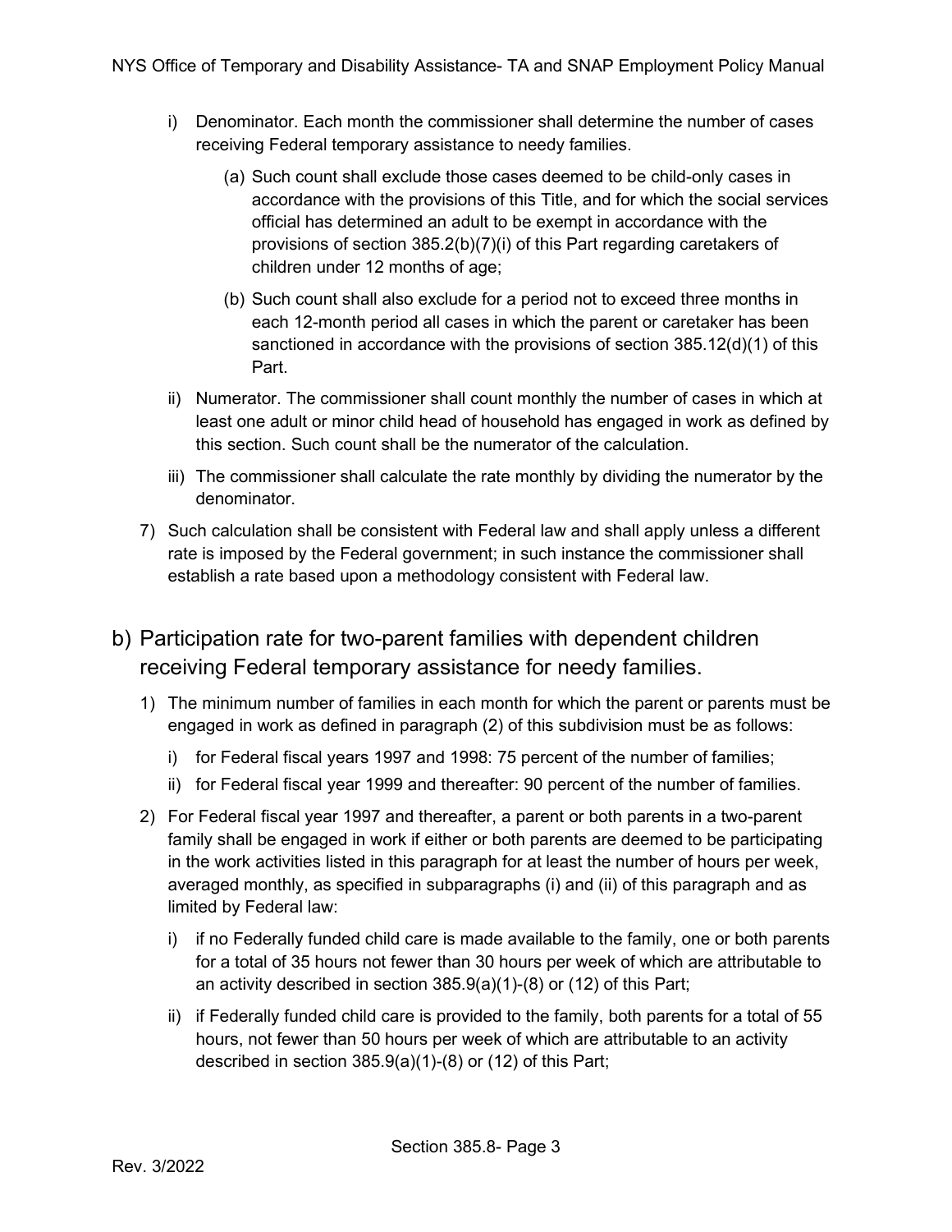i) Denominator. Each month the commissioner shall determine the number of cases receiving Federal temporary assistance to needy families.

   (a) Such count shall exclude those cases deemed to be child-only cases in accordance with the provisions of this Title, and for which the social services official has determined an adult to be exempt in accordance with the provisions of section 385.2(b)(7)(i) of this Part regarding caretakers of children under 12 months of age;

   (b) Such count shall also exclude for a period not to exceed three months in each 12-month period all cases in which the parent or caretaker has been sanctioned in accordance with the provisions of section 385.12(d)(1) of this Part.

ii) Numerator. The commissioner shall count monthly the number of cases in which at least one adult or minor child head of household has engaged in work as defined by this section. Such count shall be the numerator of the calculation.

iii) The commissioner shall calculate the rate monthly by dividing the numerator by the denominator.

7) Such calculation shall be consistent with Federal law and shall apply unless a different rate is imposed by the Federal government; in such instance the commissioner shall establish a rate based upon a methodology consistent with Federal law.

## b) Participation rate for two-parent families with dependent children receiving Federal temporary assistance for needy families.

1) The minimum number of families in each month for which the parent or parents must be engaged in work as defined in paragraph (2) of this subdivision must be as follows:

   i) for Federal fiscal years 1997 and 1998: 75 percent of the number of families;

   ii) for Federal fiscal year 1999 and thereafter: 90 percent of the number of families.

2) For Federal fiscal year 1997 and thereafter, a parent or both parents in a two-parent family shall be engaged in work if either or both parents are deemed to be participating in the work activities listed in this paragraph for at least the number of hours per week, averaged monthly, as specified in subparagraphs (i) and (ii) of this paragraph and as limited by Federal law:

   i) if no Federally funded child care is made available to the family, one or both parents for a total of 35 hours not fewer than 30 hours per week of which are attributable to an activity described in section 385.9(a)(1)-(8) or (12) of this Part;

   ii) if Federally funded child care is provided to the family, both parents for a total of 55 hours, not fewer than 50 hours per week of which are attributable to an activity described in section 385.9(a)(1)-(8) or (12) of this Part;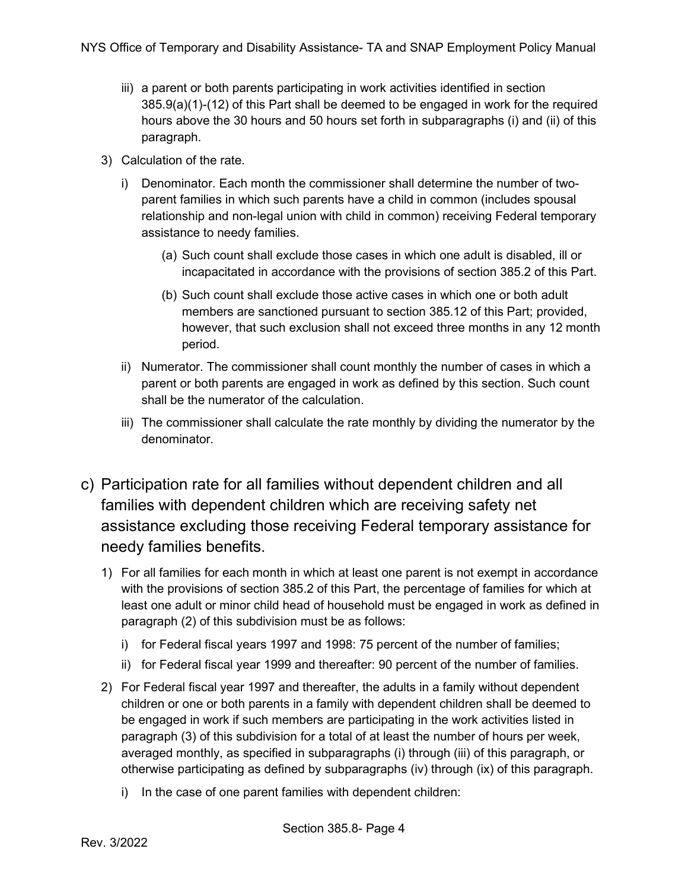iii) a parent or both parents participating in work activities identified in section 385.9(a)(1)-(12) of this Part shall be deemed to be engaged in work for the required hours above the 30 hours and 50 hours set forth in subparagraphs (i) and (ii) of this paragraph.

3) Calculation of the rate.

   i) Denominator. Each month the commissioner shall determine the number of two-parent families in which such parents have a child in common (includes spousal relationship and non-legal union with child in common) receiving Federal temporary assistance to needy families.

      (a) Such count shall exclude those cases in which one adult is disabled, ill or incapacitated in accordance with the provisions of section 385.2 of this Part.

      (b) Such count shall exclude those active cases in which one or both adult members are sanctioned pursuant to section 385.12 of this Part; provided, however, that such exclusion shall not exceed three months in any 12 month period.

   ii) Numerator. The commissioner shall count monthly the number of cases in which a parent or both parents are engaged in work as defined by this section. Such count shall be the numerator of the calculation.

   iii) The commissioner shall calculate the rate monthly by dividing the numerator by the denominator.

## c) Participation rate for all families without dependent children and all families with dependent children which are receiving safety net assistance excluding those receiving Federal temporary assistance for needy families benefits.

1) For all families for each month in which at least one parent is not exempt in accordance with the provisions of section 385.2 of this Part, the percentage of families for which at least one adult or minor child head of household must be engaged in work as defined in paragraph (2) of this subdivision must be as follows:

   i) for Federal fiscal years 1997 and 1998: 75 percent of the number of families;

   ii) for Federal fiscal year 1999 and thereafter: 90 percent of the number of families.

2) For Federal fiscal year 1997 and thereafter, the adults in a family without dependent children or one or both parents in a family with dependent children shall be deemed to be engaged in work if such members are participating in the work activities listed in paragraph (3) of this subdivision for a total of at least the number of hours per week, averaged monthly, as specified in subparagraphs (i) through (iii) of this paragraph, or otherwise participating as defined by subparagraphs (iv) through (ix) of this paragraph.

   i) In the case of one parent families with dependent children: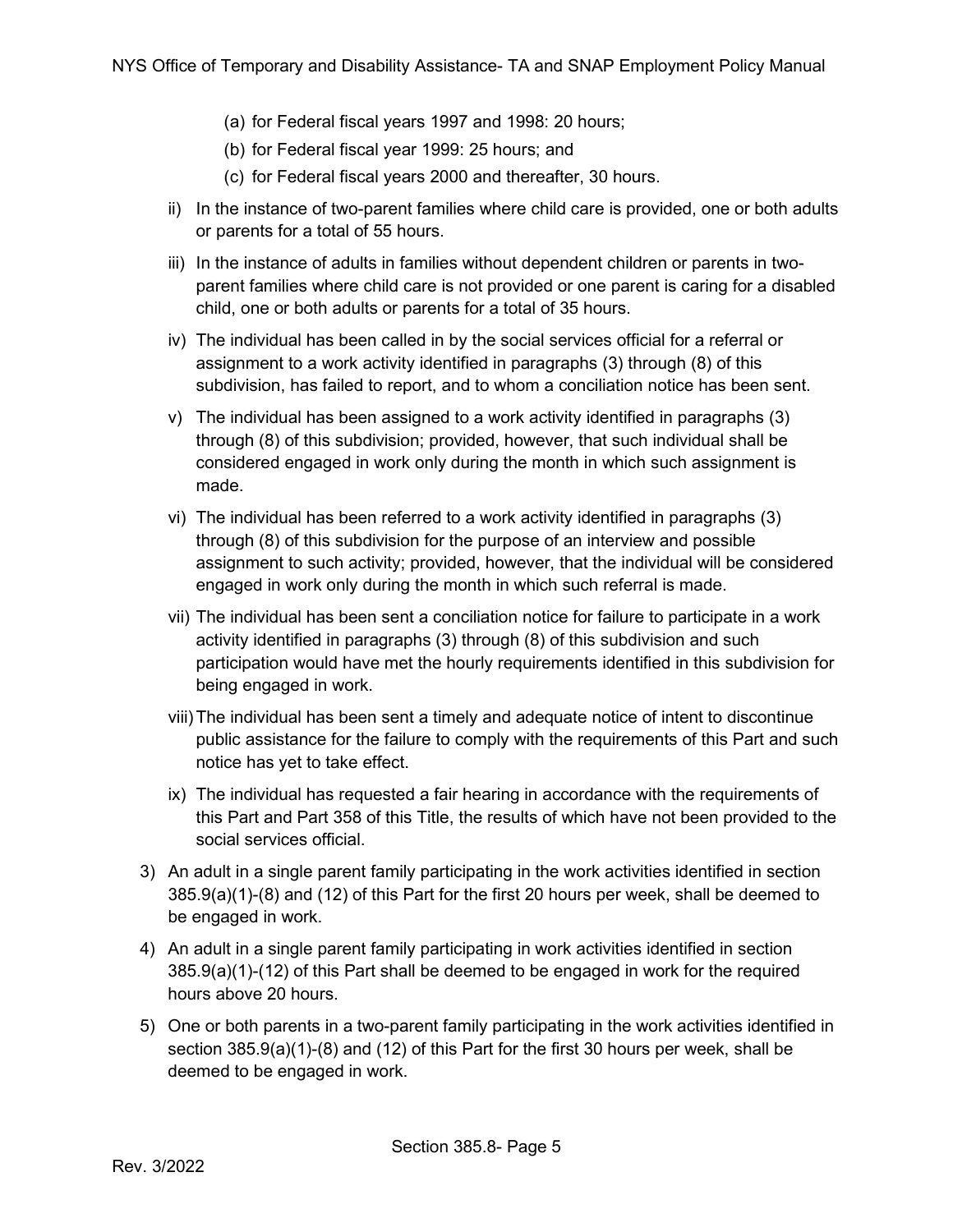(a) for Federal fiscal years 1997 and 1998: 20 hours;

(b) for Federal fiscal year 1999: 25 hours; and

(c) for Federal fiscal years 2000 and thereafter, 30 hours.

ii) In the instance of two-parent families where child care is provided, one or both adults or parents for a total of 55 hours.

iii) In the instance of adults in families without dependent children or parents in two-parent families where child care is not provided or one parent is caring for a disabled child, one or both adults or parents for a total of 35 hours.

iv) The individual has been called in by the social services official for a referral or assignment to a work activity identified in paragraphs (3) through (8) of this subdivision, has failed to report, and to whom a conciliation notice has been sent.

v) The individual has been assigned to a work activity identified in paragraphs (3) through (8) of this subdivision; provided, however, that such individual shall be considered engaged in work only during the month in which such assignment is made.

vi) The individual has been referred to a work activity identified in paragraphs (3) through (8) of this subdivision for the purpose of an interview and possible assignment to such activity; provided, however, that the individual will be considered engaged in work only during the month in which such referral is made.

vii) The individual has been sent a conciliation notice for failure to participate in a work activity identified in paragraphs (3) through (8) of this subdivision and such participation would have met the hourly requirements identified in this subdivision for being engaged in work.

viii) The individual has been sent a timely and adequate notice of intent to discontinue public assistance for the failure to comply with the requirements of this Part and such notice has yet to take effect.

ix) The individual has requested a fair hearing in accordance with the requirements of this Part and Part 358 of this Title, the results of which have not been provided to the social services official.

3) An adult in a single parent family participating in the work activities identified in section 385.9(a)(1)-(8) and (12) of this Part for the first 20 hours per week, shall be deemed to be engaged in work.

4) An adult in a single parent family participating in work activities identified in section 385.9(a)(1)-(12) of this Part shall be deemed to be engaged in work for the required hours above 20 hours.

5) One or both parents in a two-parent family participating in the work activities identified in section 385.9(a)(1)-(8) and (12) of this Part for the first 30 hours per week, shall be deemed to be engaged in work.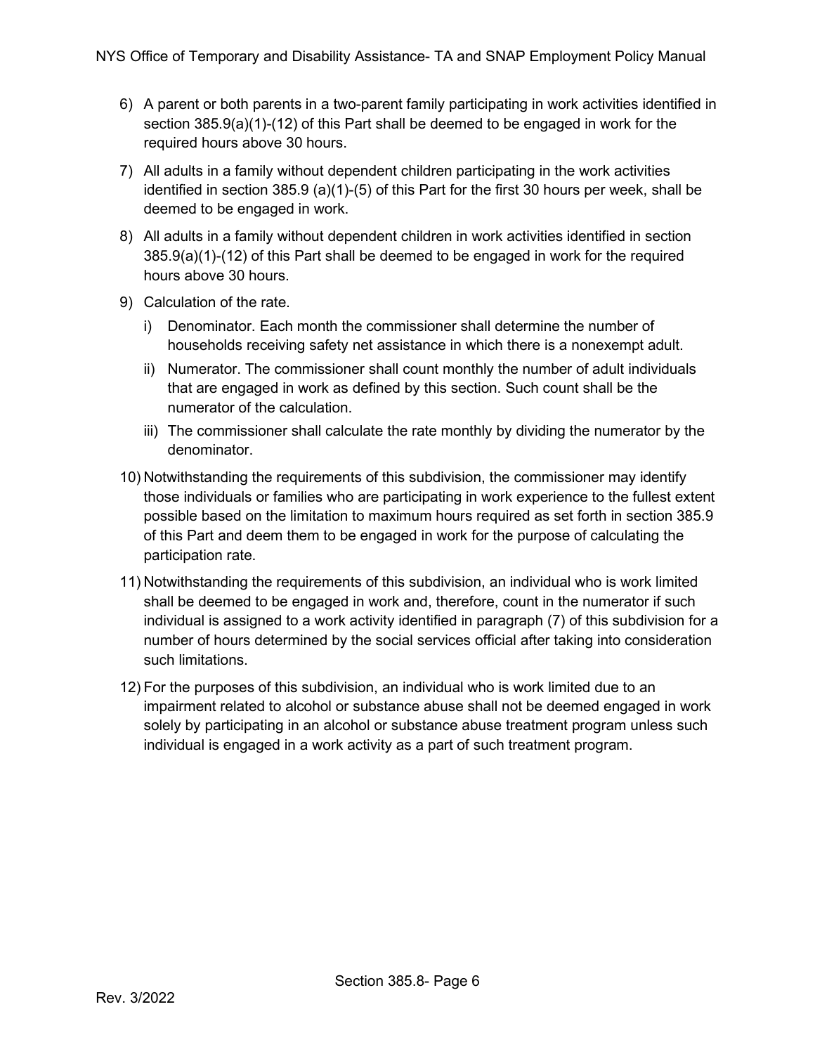6) A parent or both parents in a two-parent family participating in work activities identified in section 385.9(a)(1)-(12) of this Part shall be deemed to be engaged in work for the required hours above 30 hours.

7) All adults in a family without dependent children participating in the work activities identified in section 385.9 (a)(1)-(5) of this Part for the first 30 hours per week, shall be deemed to be engaged in work.

8) All adults in a family without dependent children in work activities identified in section 385.9(a)(1)-(12) of this Part shall be deemed to be engaged in work for the required hours above 30 hours.

9) Calculation of the rate.

   i) Denominator. Each month the commissioner shall determine the number of households receiving safety net assistance in which there is a nonexempt adult.

   ii) Numerator. The commissioner shall count monthly the number of adult individuals that are engaged in work as defined by this section. Such count shall be the numerator of the calculation.

   iii) The commissioner shall calculate the rate monthly by dividing the numerator by the denominator.

10) Notwithstanding the requirements of this subdivision, the commissioner may identify those individuals or families who are participating in work experience to the fullest extent possible based on the limitation to maximum hours required as set forth in section 385.9 of this Part and deem them to be engaged in work for the purpose of calculating the participation rate.

11) Notwithstanding the requirements of this subdivision, an individual who is work limited shall be deemed to be engaged in work and, therefore, count in the numerator if such individual is assigned to a work activity identified in paragraph (7) of this subdivision for a number of hours determined by the social services official after taking into consideration such limitations.

12) For the purposes of this subdivision, an individual who is work limited due to an impairment related to alcohol or substance abuse shall not be deemed engaged in work solely by participating in an alcohol or substance abuse treatment program unless such individual is engaged in a work activity as a part of such treatment program.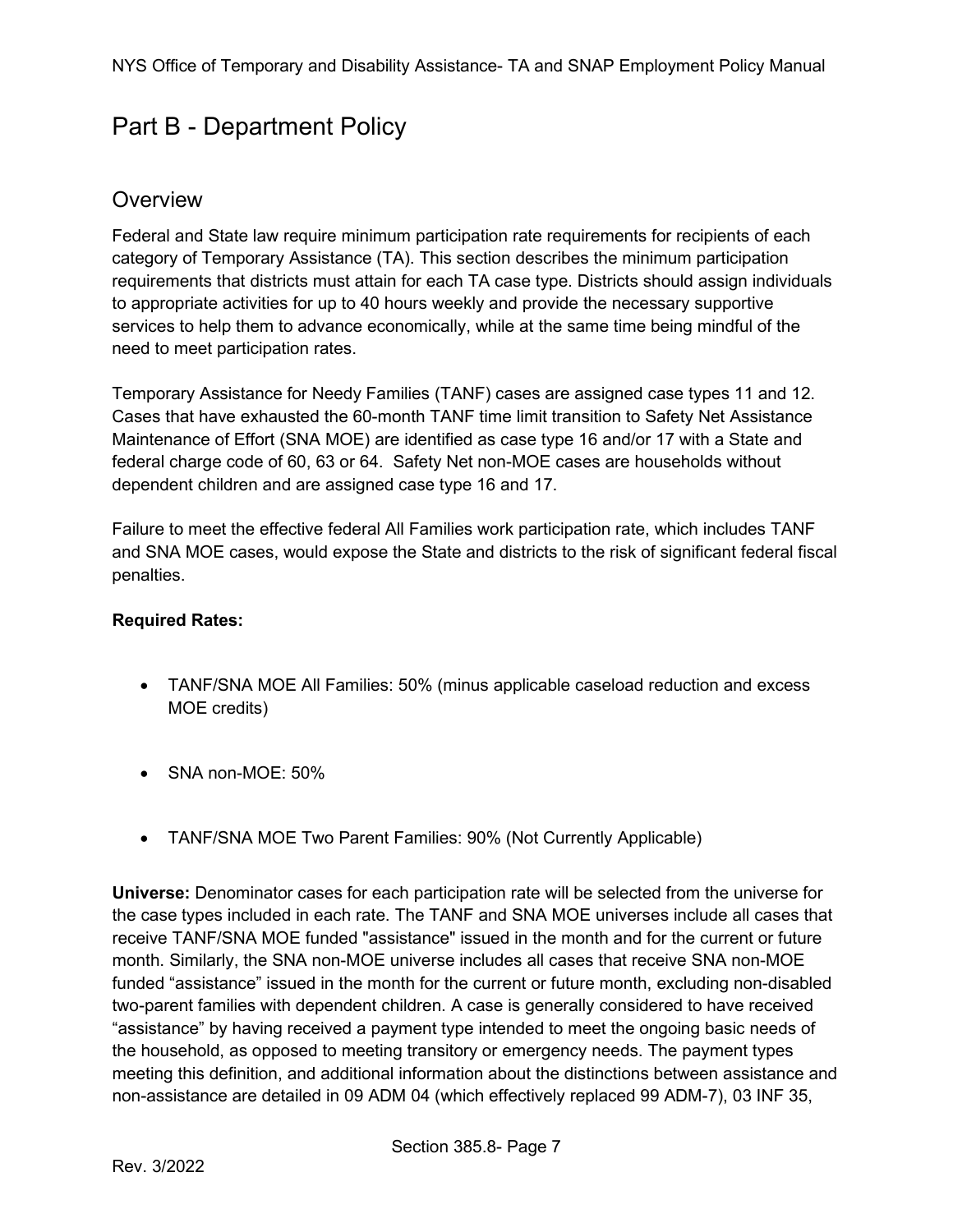# Part B - Department Policy

## Overview

Federal and State law require minimum participation rate requirements for recipients of each category of Temporary Assistance (TA). This section describes the minimum participation requirements that districts must attain for each TA case type. Districts should assign individuals to appropriate activities for up to 40 hours weekly and provide the necessary supportive services to help them to advance economically, while at the same time being mindful of the need to meet participation rates.

Temporary Assistance for Needy Families (TANF) cases are assigned case types 11 and 12. Cases that have exhausted the 60-month TANF time limit transition to Safety Net Assistance Maintenance of Effort (SNA MOE) are identified as case type 16 and/or 17 with a State and federal charge code of 60, 63 or 64. Safety Net non-MOE cases are households without dependent children and are assigned case type 16 and 17.

Failure to meet the effective federal All Families work participation rate, which includes TANF and SNA MOE cases, would expose the State and districts to the risk of significant federal fiscal penalties.

**Required Rates:**

- TANF/SNA MOE All Families: 50% (minus applicable caseload reduction and excess MOE credits)
- SNA non-MOE: 50%
- TANF/SNA MOE Two Parent Families: 90% (Not Currently Applicable)

**Universe:** Denominator cases for each participation rate will be selected from the universe for the case types included in each rate. The TANF and SNA MOE universes include all cases that receive TANF/SNA MOE funded "assistance" issued in the month and for the current or future month. Similarly, the SNA non-MOE universe includes all cases that receive SNA non-MOE funded "assistance" issued in the month for the current or future month, excluding non-disabled two-parent families with dependent children. A case is generally considered to have received "assistance" by having received a payment type intended to meet the ongoing basic needs of the household, as opposed to meeting transitory or emergency needs. The payment types meeting this definition, and additional information about the distinctions between assistance and non-assistance are detailed in 09 ADM 04 (which effectively replaced 99 ADM-7), 03 INF 35,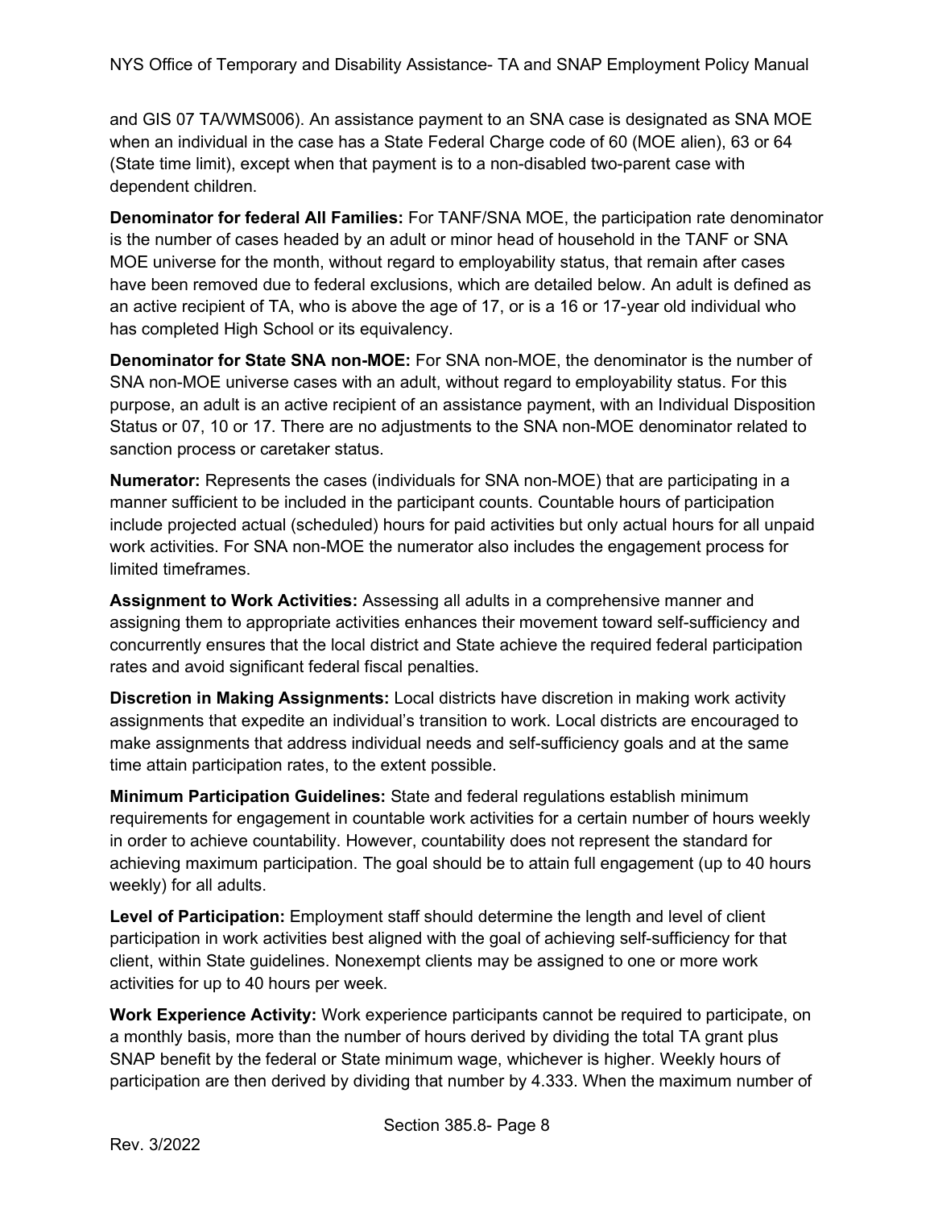and GIS 07 TA/WMS006). An assistance payment to an SNA case is designated as SNA MOE when an individual in the case has a State Federal Charge code of 60 (MOE alien), 63 or 64 (State time limit), except when that payment is to a non-disabled two-parent case with dependent children.

**Denominator for federal All Families:** For TANF/SNA MOE, the participation rate denominator is the number of cases headed by an adult or minor head of household in the TANF or SNA MOE universe for the month, without regard to employability status, that remain after cases have been removed due to federal exclusions, which are detailed below. An adult is defined as an active recipient of TA, who is above the age of 17, or is a 16 or 17-year old individual who has completed High School or its equivalency.

**Denominator for State SNA non-MOE:** For SNA non-MOE, the denominator is the number of SNA non-MOE universe cases with an adult, without regard to employability status. For this purpose, an adult is an active recipient of an assistance payment, with an Individual Disposition Status or 07, 10 or 17. There are no adjustments to the SNA non-MOE denominator related to sanction process or caretaker status.

**Numerator:** Represents the cases (individuals for SNA non-MOE) that are participating in a manner sufficient to be included in the participant counts. Countable hours of participation include projected actual (scheduled) hours for paid activities but only actual hours for all unpaid work activities. For SNA non-MOE the numerator also includes the engagement process for limited timeframes.

**Assignment to Work Activities:** Assessing all adults in a comprehensive manner and assigning them to appropriate activities enhances their movement toward self-sufficiency and concurrently ensures that the local district and State achieve the required federal participation rates and avoid significant federal fiscal penalties.

**Discretion in Making Assignments:** Local districts have discretion in making work activity assignments that expedite an individual's transition to work. Local districts are encouraged to make assignments that address individual needs and self-sufficiency goals and at the same time attain participation rates, to the extent possible.

**Minimum Participation Guidelines:** State and federal regulations establish minimum requirements for engagement in countable work activities for a certain number of hours weekly in order to achieve countability. However, countability does not represent the standard for achieving maximum participation. The goal should be to attain full engagement (up to 40 hours weekly) for all adults.

**Level of Participation:** Employment staff should determine the length and level of client participation in work activities best aligned with the goal of achieving self-sufficiency for that client, within State guidelines. Nonexempt clients may be assigned to one or more work activities for up to 40 hours per week.

**Work Experience Activity:** Work experience participants cannot be required to participate, on a monthly basis, more than the number of hours derived by dividing the total TA grant plus SNAP benefit by the federal or State minimum wage, whichever is higher. Weekly hours of participation are then derived by dividing that number by 4.333. When the maximum number of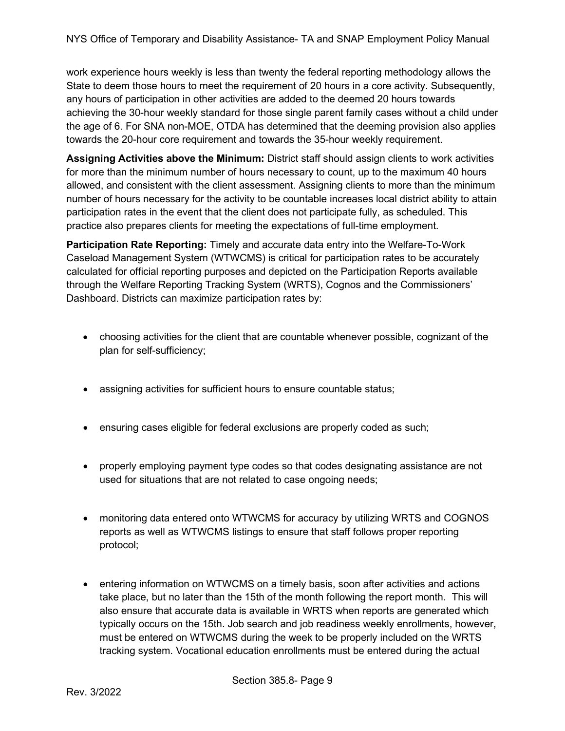work experience hours weekly is less than twenty the federal reporting methodology allows the State to deem those hours to meet the requirement of 20 hours in a core activity. Subsequently, any hours of participation in other activities are added to the deemed 20 hours towards achieving the 30-hour weekly standard for those single parent family cases without a child under the age of 6. For SNA non-MOE, OTDA has determined that the deeming provision also applies towards the 20-hour core requirement and towards the 35-hour weekly requirement.

**Assigning Activities above the Minimum:** District staff should assign clients to work activities for more than the minimum number of hours necessary to count, up to the maximum 40 hours allowed, and consistent with the client assessment. Assigning clients to more than the minimum number of hours necessary for the activity to be countable increases local district ability to attain participation rates in the event that the client does not participate fully, as scheduled. This practice also prepares clients for meeting the expectations of full-time employment.

**Participation Rate Reporting:** Timely and accurate data entry into the Welfare-To-Work Caseload Management System (WTWCMS) is critical for participation rates to be accurately calculated for official reporting purposes and depicted on the Participation Reports available through the Welfare Reporting Tracking System (WRTS), Cognos and the Commissioners' Dashboard. Districts can maximize participation rates by:

- choosing activities for the client that are countable whenever possible, cognizant of the plan for self-sufficiency;
- assigning activities for sufficient hours to ensure countable status;
- ensuring cases eligible for federal exclusions are properly coded as such;
- properly employing payment type codes so that codes designating assistance are not used for situations that are not related to case ongoing needs;
- monitoring data entered onto WTWCMS for accuracy by utilizing WRTS and COGNOS reports as well as WTWCMS listings to ensure that staff follows proper reporting protocol;
- entering information on WTWCMS on a timely basis, soon after activities and actions take place, but no later than the 15th of the month following the report month. This will also ensure that accurate data is available in WRTS when reports are generated which typically occurs on the 15th. Job search and job readiness weekly enrollments, however, must be entered on WTWCMS during the week to be properly included on the WRTS tracking system. Vocational education enrollments must be entered during the actual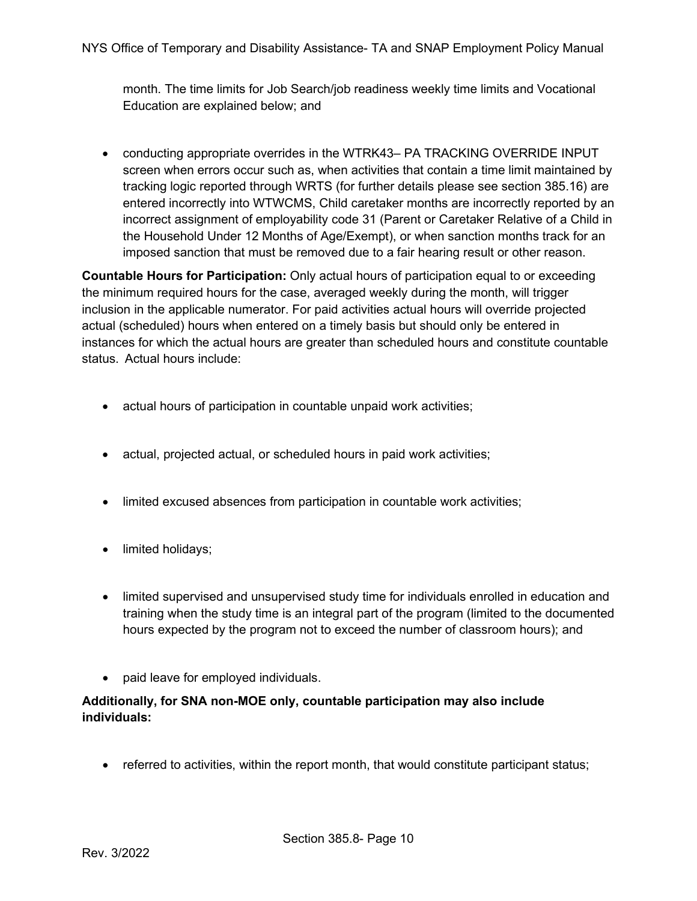month. The time limits for Job Search/job readiness weekly time limits and Vocational Education are explained below; and

- conducting appropriate overrides in the WTRK43– PA TRACKING OVERRIDE INPUT screen when errors occur such as, when activities that contain a time limit maintained by tracking logic reported through WRTS (for further details please see section 385.16) are entered incorrectly into WTWCMS, Child caretaker months are incorrectly reported by an incorrect assignment of employability code 31 (Parent or Caretaker Relative of a Child in the Household Under 12 Months of Age/Exempt), or when sanction months track for an imposed sanction that must be removed due to a fair hearing result or other reason.

**Countable Hours for Participation:** Only actual hours of participation equal to or exceeding the minimum required hours for the case, averaged weekly during the month, will trigger inclusion in the applicable numerator. For paid activities actual hours will override projected actual (scheduled) hours when entered on a timely basis but should only be entered in instances for which the actual hours are greater than scheduled hours and constitute countable status. Actual hours include:

- actual hours of participation in countable unpaid work activities;
- actual, projected actual, or scheduled hours in paid work activities;
- limited excused absences from participation in countable work activities;
- limited holidays;
- limited supervised and unsupervised study time for individuals enrolled in education and training when the study time is an integral part of the program (limited to the documented hours expected by the program not to exceed the number of classroom hours); and
- paid leave for employed individuals.

**Additionally, for SNA non-MOE only, countable participation may also include individuals:**

- referred to activities, within the report month, that would constitute participant status;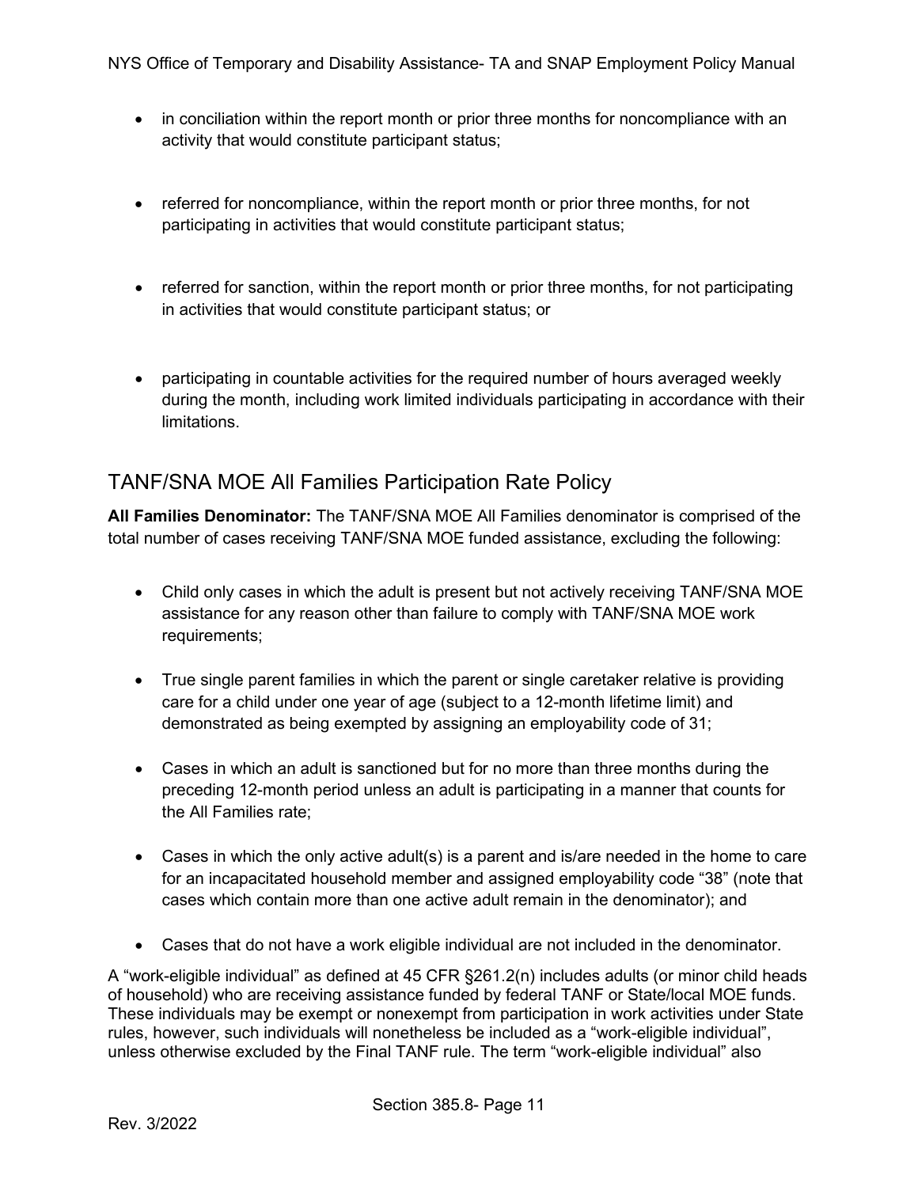- in conciliation within the report month or prior three months for noncompliance with an activity that would constitute participant status;

- referred for noncompliance, within the report month or prior three months, for not participating in activities that would constitute participant status;

- referred for sanction, within the report month or prior three months, for not participating in activities that would constitute participant status; or

- participating in countable activities for the required number of hours averaged weekly during the month, including work limited individuals participating in accordance with their limitations.

## TANF/SNA MOE All Families Participation Rate Policy

**All Families Denominator:** The TANF/SNA MOE All Families denominator is comprised of the total number of cases receiving TANF/SNA MOE funded assistance, excluding the following:

- Child only cases in which the adult is present but not actively receiving TANF/SNA MOE assistance for any reason other than failure to comply with TANF/SNA MOE work requirements;

- True single parent families in which the parent or single caretaker relative is providing care for a child under one year of age (subject to a 12-month lifetime limit) and demonstrated as being exempted by assigning an employability code of 31;

- Cases in which an adult is sanctioned but for no more than three months during the preceding 12-month period unless an adult is participating in a manner that counts for the All Families rate;

- Cases in which the only active adult(s) is a parent and is/are needed in the home to care for an incapacitated household member and assigned employability code "38" (note that cases which contain more than one active adult remain in the denominator); and

- Cases that do not have a work eligible individual are not included in the denominator.

A "work-eligible individual" as defined at 45 CFR §261.2(n) includes adults (or minor child heads of household) who are receiving assistance funded by federal TANF or State/local MOE funds. These individuals may be exempt or nonexempt from participation in work activities under State rules, however, such individuals will nonetheless be included as a "work-eligible individual", unless otherwise excluded by the Final TANF rule. The term "work-eligible individual" also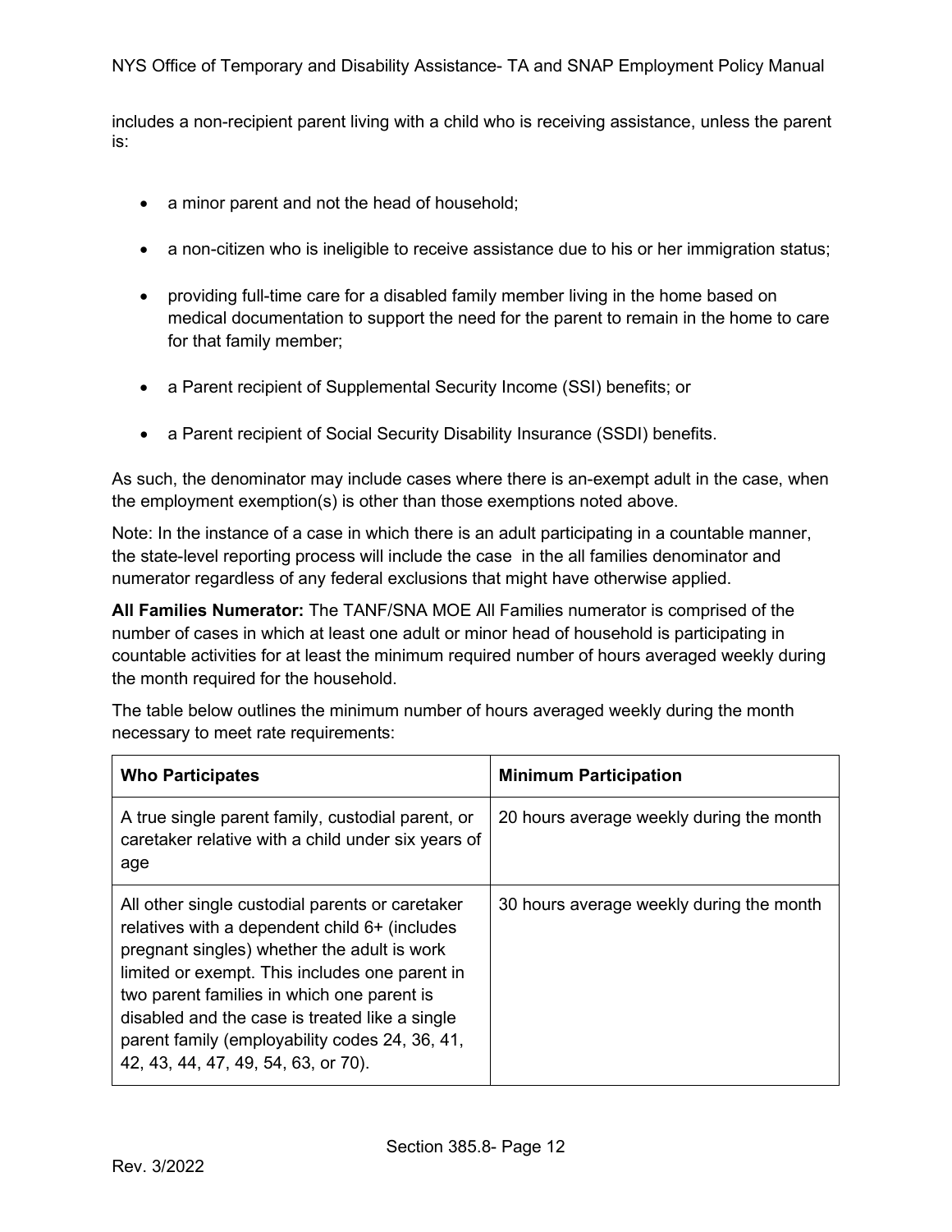includes a non-recipient parent living with a child who is receiving assistance, unless the parent is:

- a minor parent and not the head of household;
- a non-citizen who is ineligible to receive assistance due to his or her immigration status;
- providing full-time care for a disabled family member living in the home based on medical documentation to support the need for the parent to remain in the home to care for that family member;
- a Parent recipient of Supplemental Security Income (SSI) benefits; or
- a Parent recipient of Social Security Disability Insurance (SSDI) benefits.

As such, the denominator may include cases where there is an-exempt adult in the case, when the employment exemption(s) is other than those exemptions noted above.

Note: In the instance of a case in which there is an adult participating in a countable manner, the state-level reporting process will include the case in the all families denominator and numerator regardless of any federal exclusions that might have otherwise applied.

**All Families Numerator:** The TANF/SNA MOE All Families numerator is comprised of the number of cases in which at least one adult or minor head of household is participating in countable activities for at least the minimum required number of hours averaged weekly during the month required for the household.

The table below outlines the minimum number of hours averaged weekly during the month necessary to meet rate requirements:

| Who Participates | Minimum Participation |
|---|---|
| A true single parent family, custodial parent, or caretaker relative with a child under six years of age | 20 hours average weekly during the month |
| All other single custodial parents or caretaker relatives with a dependent child 6+ (includes pregnant singles) whether the adult is work limited or exempt. This includes one parent in two parent families in which one parent is disabled and the case is treated like a single parent family (employability codes 24, 36, 41, 42, 43, 44, 47, 49, 54, 63, or 70). | 30 hours average weekly during the month |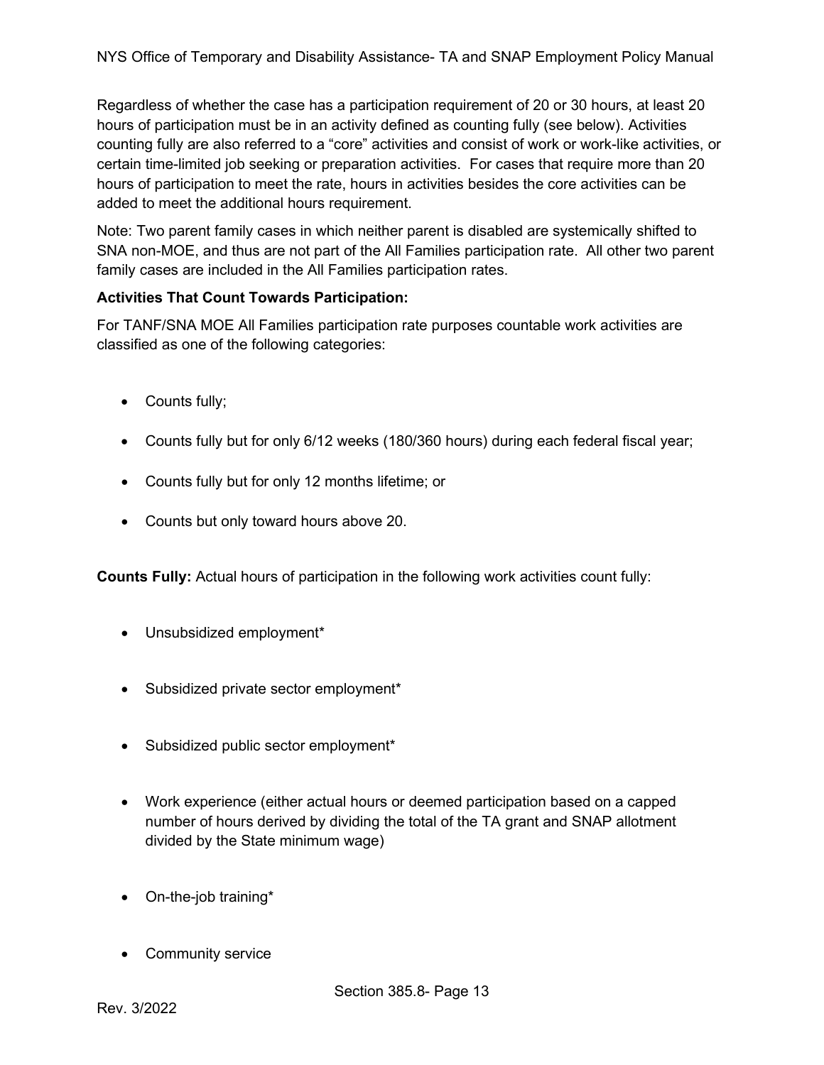Regardless of whether the case has a participation requirement of 20 or 30 hours, at least 20 hours of participation must be in an activity defined as counting fully (see below). Activities counting fully are also referred to a "core" activities and consist of work or work-like activities, or certain time-limited job seeking or preparation activities. For cases that require more than 20 hours of participation to meet the rate, hours in activities besides the core activities can be added to meet the additional hours requirement.

Note: Two parent family cases in which neither parent is disabled are systemically shifted to SNA non-MOE, and thus are not part of the All Families participation rate. All other two parent family cases are included in the All Families participation rates.

**Activities That Count Towards Participation:**

For TANF/SNA MOE All Families participation rate purposes countable work activities are classified as one of the following categories:

- Counts fully;
- Counts fully but for only 6/12 weeks (180/360 hours) during each federal fiscal year;
- Counts fully but for only 12 months lifetime; or
- Counts but only toward hours above 20.

**Counts Fully:** Actual hours of participation in the following work activities count fully:

- Unsubsidized employment*
- Subsidized private sector employment*
- Subsidized public sector employment*
- Work experience (either actual hours or deemed participation based on a capped number of hours derived by dividing the total of the TA grant and SNAP allotment divided by the State minimum wage)
- On-the-job training*
- Community service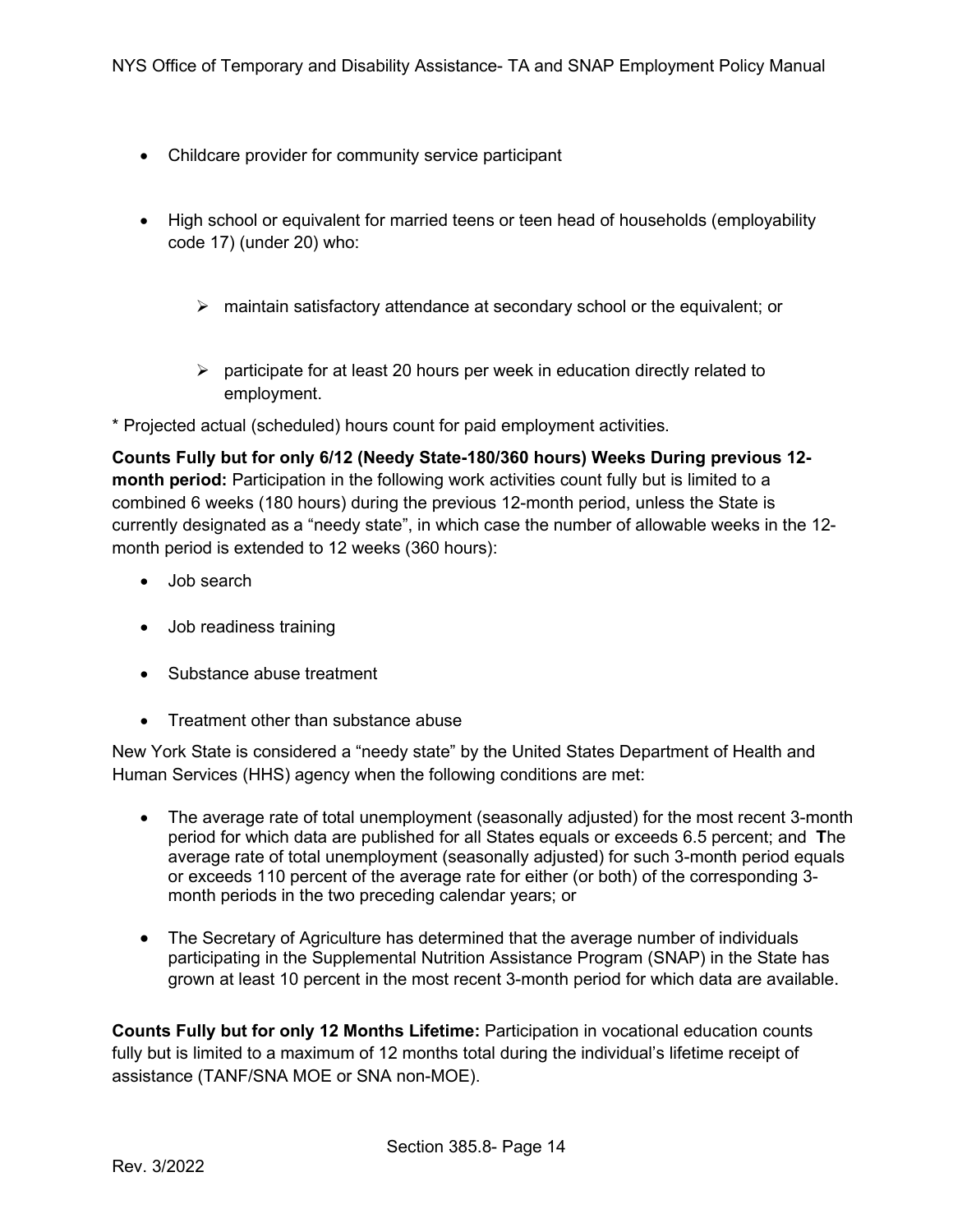- Childcare provider for community service participant
- High school or equivalent for married teens or teen head of households (employability code 17) (under 20) who:
  - maintain satisfactory attendance at secondary school or the equivalent; or
  - participate for at least 20 hours per week in education directly related to employment.

* Projected actual (scheduled) hours count for paid employment activities.

**Counts Fully but for only 6/12 (Needy State-180/360 hours) Weeks During previous 12-month period:** Participation in the following work activities count fully but is limited to a combined 6 weeks (180 hours) during the previous 12-month period, unless the State is currently designated as a "needy state", in which case the number of allowable weeks in the 12-month period is extended to 12 weeks (360 hours):

- Job search
- Job readiness training
- Substance abuse treatment
- Treatment other than substance abuse

New York State is considered a "needy state" by the United States Department of Health and Human Services (HHS) agency when the following conditions are met:

- The average rate of total unemployment (seasonally adjusted) for the most recent 3-month period for which data are published for all States equals or exceeds 6.5 percent; and **T**he average rate of total unemployment (seasonally adjusted) for such 3-month period equals or exceeds 110 percent of the average rate for either (or both) of the corresponding 3-month periods in the two preceding calendar years; or
- The Secretary of Agriculture has determined that the average number of individuals participating in the Supplemental Nutrition Assistance Program (SNAP) in the State has grown at least 10 percent in the most recent 3-month period for which data are available.

**Counts Fully but for only 12 Months Lifetime:** Participation in vocational education counts fully but is limited to a maximum of 12 months total during the individual's lifetime receipt of assistance (TANF/SNA MOE or SNA non-MOE).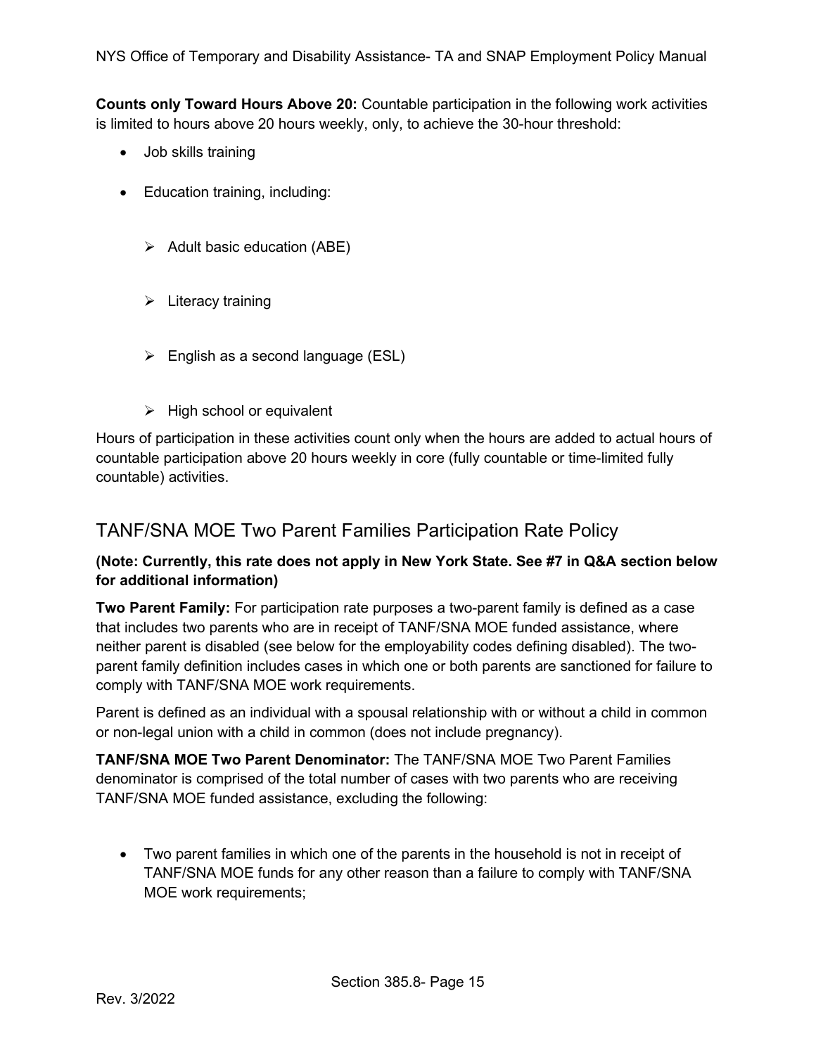**Counts only Toward Hours Above 20:** Countable participation in the following work activities is limited to hours above 20 hours weekly, only, to achieve the 30-hour threshold:

- Job skills training
- Education training, including:
  - Adult basic education (ABE)
  - Literacy training
  - English as a second language (ESL)
  - High school or equivalent

Hours of participation in these activities count only when the hours are added to actual hours of countable participation above 20 hours weekly in core (fully countable or time-limited fully countable) activities.

## TANF/SNA MOE Two Parent Families Participation Rate Policy

**(Note: Currently, this rate does not apply in New York State. See #7 in Q&A section below for additional information)**

**Two Parent Family:** For participation rate purposes a two-parent family is defined as a case that includes two parents who are in receipt of TANF/SNA MOE funded assistance, where neither parent is disabled (see below for the employability codes defining disabled). The two-parent family definition includes cases in which one or both parents are sanctioned for failure to comply with TANF/SNA MOE work requirements.

Parent is defined as an individual with a spousal relationship with or without a child in common or non-legal union with a child in common (does not include pregnancy).

**TANF/SNA MOE Two Parent Denominator:** The TANF/SNA MOE Two Parent Families denominator is comprised of the total number of cases with two parents who are receiving TANF/SNA MOE funded assistance, excluding the following:

- Two parent families in which one of the parents in the household is not in receipt of TANF/SNA MOE funds for any other reason than a failure to comply with TANF/SNA MOE work requirements;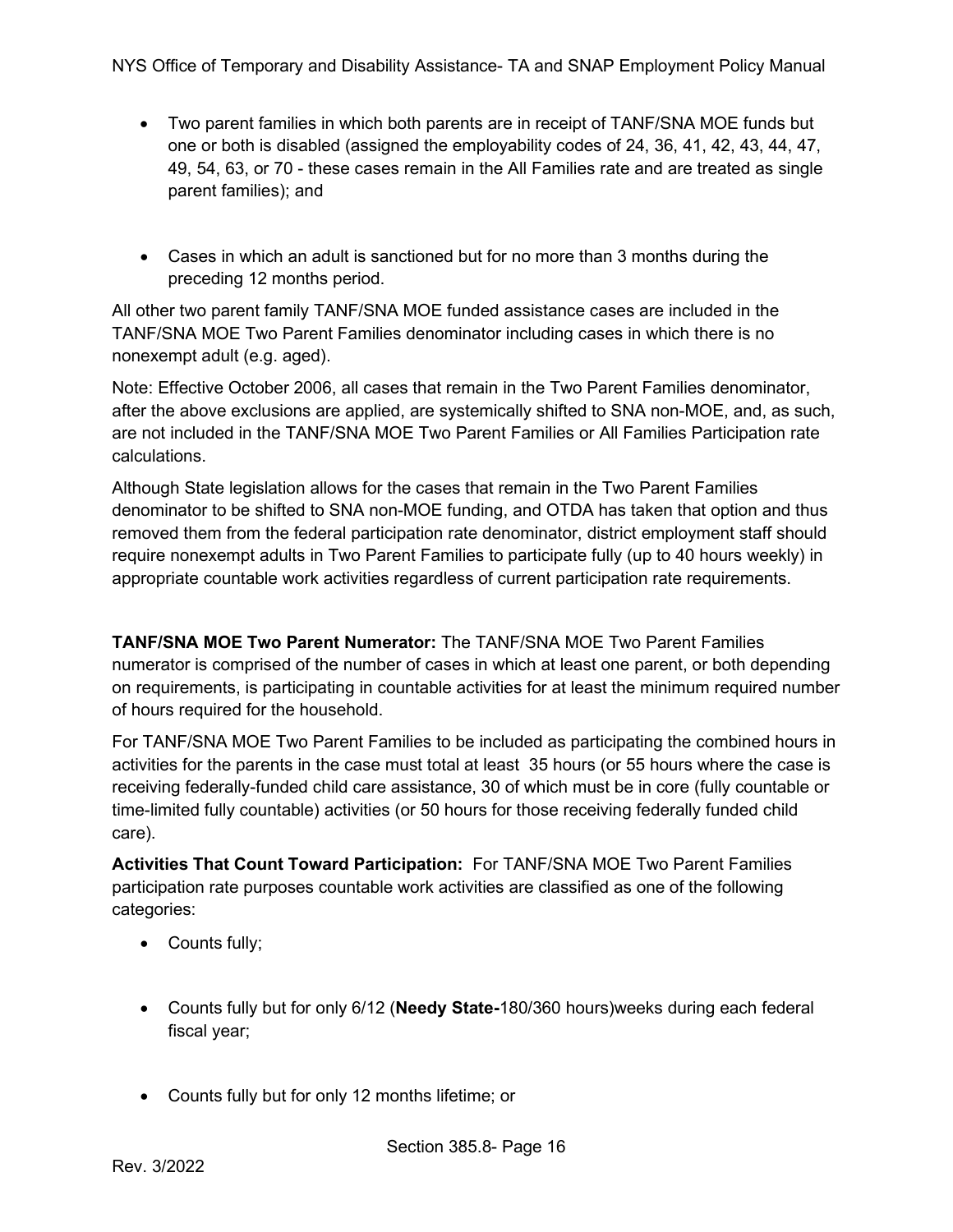- Two parent families in which both parents are in receipt of TANF/SNA MOE funds but one or both is disabled (assigned the employability codes of 24, 36, 41, 42, 43, 44, 47, 49, 54, 63, or 70 - these cases remain in the All Families rate and are treated as single parent families); and

- Cases in which an adult is sanctioned but for no more than 3 months during the preceding 12 months period.

All other two parent family TANF/SNA MOE funded assistance cases are included in the TANF/SNA MOE Two Parent Families denominator including cases in which there is no nonexempt adult (e.g. aged).

Note: Effective October 2006, all cases that remain in the Two Parent Families denominator, after the above exclusions are applied, are systemically shifted to SNA non-MOE, and, as such, are not included in the TANF/SNA MOE Two Parent Families or All Families Participation rate calculations.

Although State legislation allows for the cases that remain in the Two Parent Families denominator to be shifted to SNA non-MOE funding, and OTDA has taken that option and thus removed them from the federal participation rate denominator, district employment staff should require nonexempt adults in Two Parent Families to participate fully (up to 40 hours weekly) in appropriate countable work activities regardless of current participation rate requirements.

**TANF/SNA MOE Two Parent Numerator:** The TANF/SNA MOE Two Parent Families numerator is comprised of the number of cases in which at least one parent, or both depending on requirements, is participating in countable activities for at least the minimum required number of hours required for the household.

For TANF/SNA MOE Two Parent Families to be included as participating the combined hours in activities for the parents in the case must total at least 35 hours (or 55 hours where the case is receiving federally-funded child care assistance, 30 of which must be in core (fully countable or time-limited fully countable) activities (or 50 hours for those receiving federally funded child care).

**Activities That Count Toward Participation:** For TANF/SNA MOE Two Parent Families participation rate purposes countable work activities are classified as one of the following categories:

- Counts fully;

- Counts fully but for only 6/12 (**Needy State-**180/360 hours)weeks during each federal fiscal year;

- Counts fully but for only 12 months lifetime; or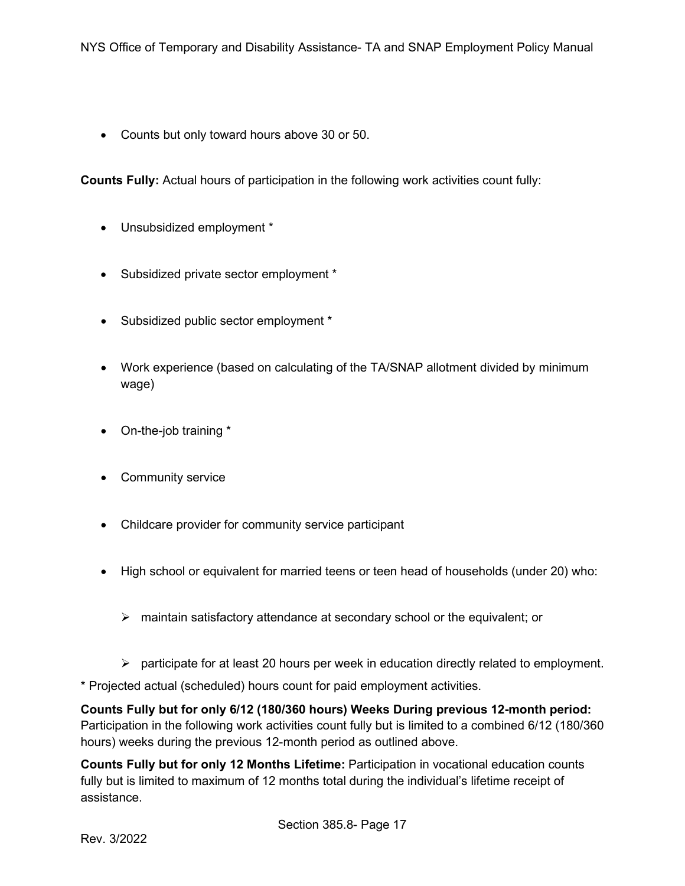- Counts but only toward hours above 30 or 50.

**Counts Fully:** Actual hours of participation in the following work activities count fully:

- Unsubsidized employment *
- Subsidized private sector employment *
- Subsidized public sector employment *
- Work experience (based on calculating of the TA/SNAP allotment divided by minimum wage)
- On-the-job training *
- Community service
- Childcare provider for community service participant
- High school or equivalent for married teens or teen head of households (under 20) who:
  - maintain satisfactory attendance at secondary school or the equivalent; or
  - participate for at least 20 hours per week in education directly related to employment.

* Projected actual (scheduled) hours count for paid employment activities.

**Counts Fully but for only 6/12 (180/360 hours) Weeks During previous 12-month period:** Participation in the following work activities count fully but is limited to a combined 6/12 (180/360 hours) weeks during the previous 12-month period as outlined above.

**Counts Fully but for only 12 Months Lifetime:** Participation in vocational education counts fully but is limited to maximum of 12 months total during the individual's lifetime receipt of assistance.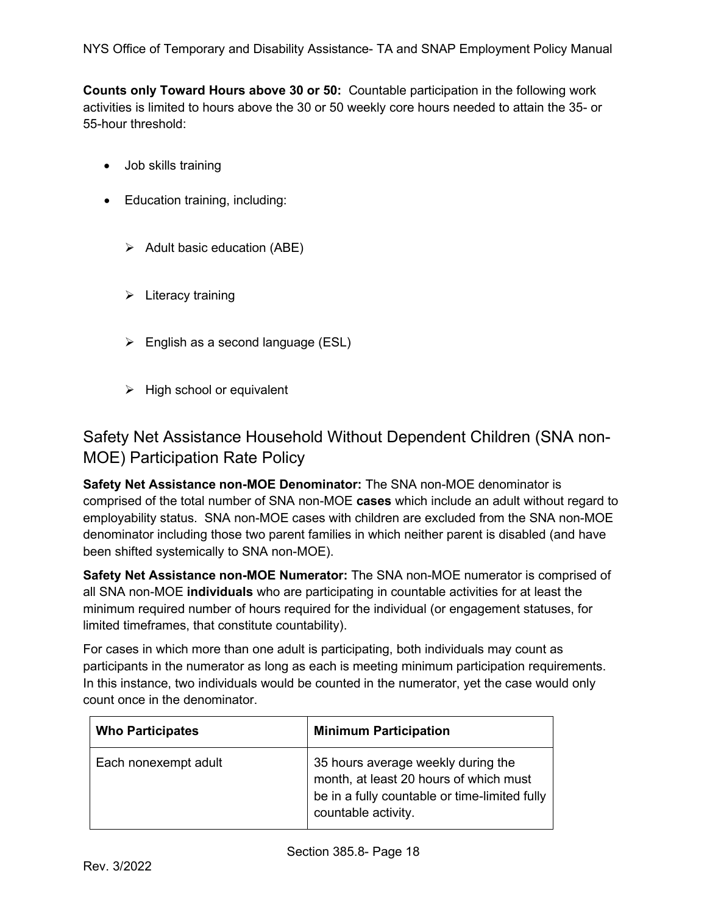**Counts only Toward Hours above 30 or 50:** Countable participation in the following work activities is limited to hours above the 30 or 50 weekly core hours needed to attain the 35- or 55-hour threshold:

- Job skills training
- Education training, including:
  - Adult basic education (ABE)
  - Literacy training
  - English as a second language (ESL)
  - High school or equivalent

## Safety Net Assistance Household Without Dependent Children (SNA non-MOE) Participation Rate Policy

**Safety Net Assistance non-MOE Denominator:** The SNA non-MOE denominator is comprised of the total number of SNA non-MOE **cases** which include an adult without regard to employability status. SNA non-MOE cases with children are excluded from the SNA non-MOE denominator including those two parent families in which neither parent is disabled (and have been shifted systemically to SNA non-MOE).

**Safety Net Assistance non-MOE Numerator:** The SNA non-MOE numerator is comprised of all SNA non-MOE **individuals** who are participating in countable activities for at least the minimum required number of hours required for the individual (or engagement statuses, for limited timeframes, that constitute countability).

For cases in which more than one adult is participating, both individuals may count as participants in the numerator as long as each is meeting minimum participation requirements. In this instance, two individuals would be counted in the numerator, yet the case would only count once in the denominator.

| Who Participates | Minimum Participation |
| --- | --- |
| Each nonexempt adult | 35 hours average weekly during the month, at least 20 hours of which must be in a fully countable or time-limited fully countable activity. |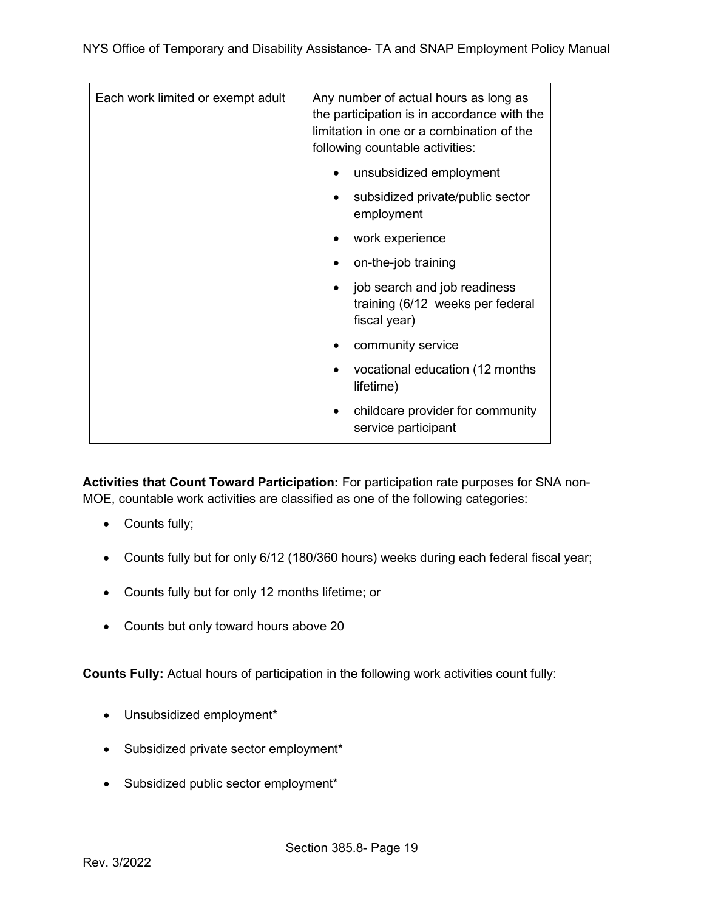| Each work limited or exempt adult | Any number of actual hours as long as the participation is in accordance with the limitation in one or a combination of the following countable activities:<br>• unsubsidized employment<br>• subsidized private/public sector employment<br>• work experience<br>• on-the-job training<br>• job search and job readiness training (6/12 weeks per federal fiscal year)<br>• community service<br>• vocational education (12 months lifetime)<br>• childcare provider for community service participant |
|---|---|

**Activities that Count Toward Participation:** For participation rate purposes for SNA non-MOE, countable work activities are classified as one of the following categories:

- Counts fully;
- Counts fully but for only 6/12 (180/360 hours) weeks during each federal fiscal year;
- Counts fully but for only 12 months lifetime; or
- Counts but only toward hours above 20

**Counts Fully:** Actual hours of participation in the following work activities count fully:

- Unsubsidized employment*
- Subsidized private sector employment*
- Subsidized public sector employment*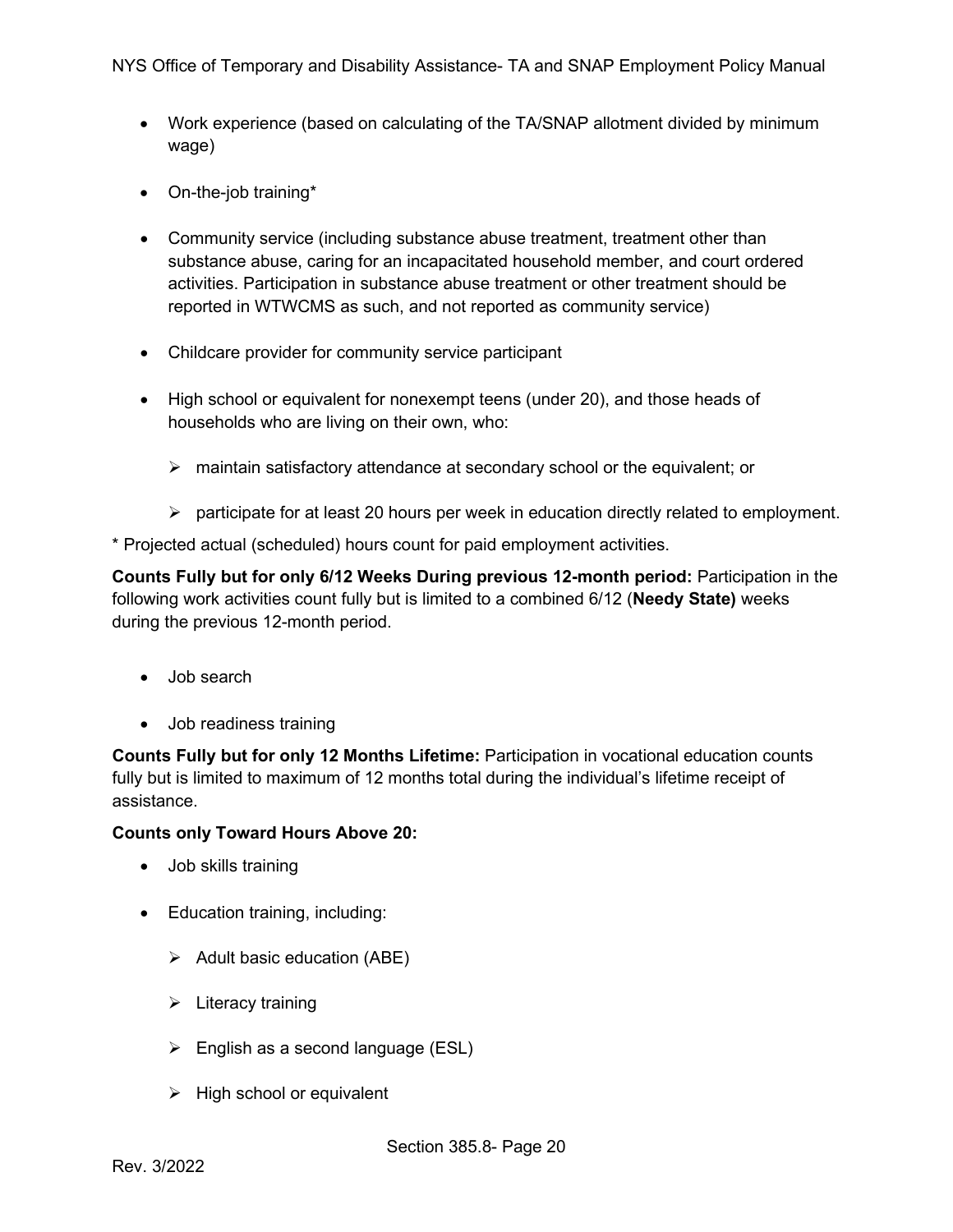- Work experience (based on calculating of the TA/SNAP allotment divided by minimum wage)
- On-the-job training*
- Community service (including substance abuse treatment, treatment other than substance abuse, caring for an incapacitated household member, and court ordered activities. Participation in substance abuse treatment or other treatment should be reported in WTWCMS as such, and not reported as community service)
- Childcare provider for community service participant
- High school or equivalent for nonexempt teens (under 20), and those heads of households who are living on their own, who:
    - maintain satisfactory attendance at secondary school or the equivalent; or
    - participate for at least 20 hours per week in education directly related to employment.

* Projected actual (scheduled) hours count for paid employment activities.

**Counts Fully but for only 6/12 Weeks During previous 12-month period:** Participation in the following work activities count fully but is limited to a combined 6/12 (**Needy State)** weeks during the previous 12-month period.

- Job search
- Job readiness training

**Counts Fully but for only 12 Months Lifetime:** Participation in vocational education counts fully but is limited to maximum of 12 months total during the individual's lifetime receipt of assistance.

**Counts only Toward Hours Above 20:**

- Job skills training
- Education training, including:
    - Adult basic education (ABE)
    - Literacy training
    - English as a second language (ESL)
    - High school or equivalent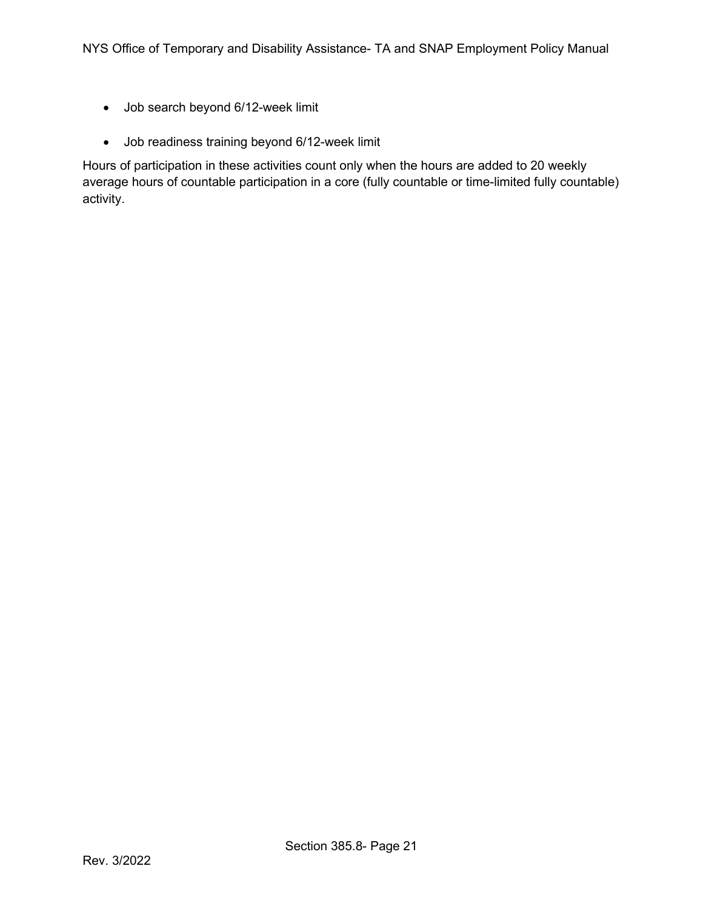- Job search beyond 6/12-week limit
- Job readiness training beyond 6/12-week limit

Hours of participation in these activities count only when the hours are added to 20 weekly average hours of countable participation in a core (fully countable or time-limited fully countable) activity.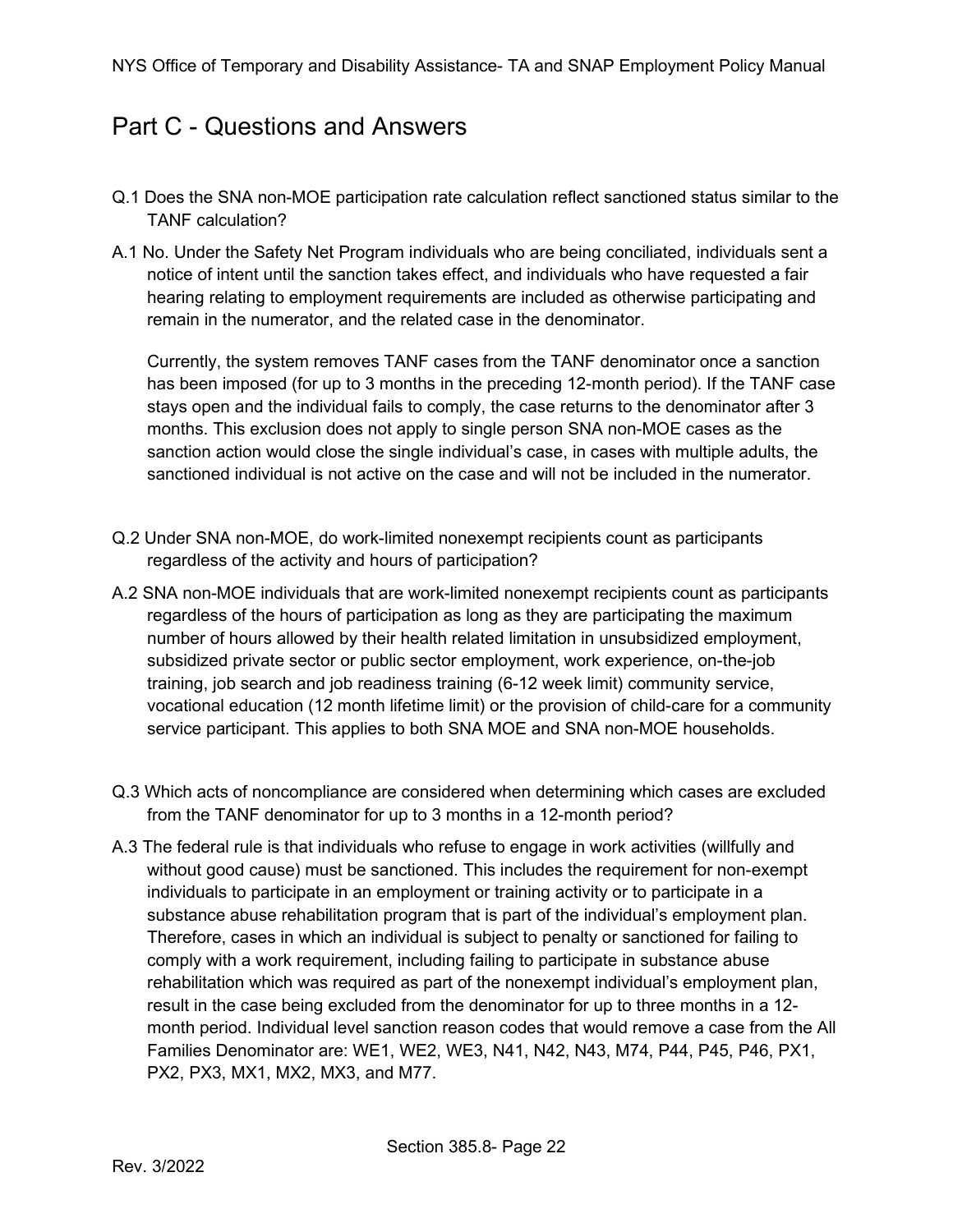# Part C - Questions and Answers

Q.1 Does the SNA non-MOE participation rate calculation reflect sanctioned status similar to the TANF calculation?

A.1 No. Under the Safety Net Program individuals who are being conciliated, individuals sent a notice of intent until the sanction takes effect, and individuals who have requested a fair hearing relating to employment requirements are included as otherwise participating and remain in the numerator, and the related case in the denominator.

Currently, the system removes TANF cases from the TANF denominator once a sanction has been imposed (for up to 3 months in the preceding 12-month period). If the TANF case stays open and the individual fails to comply, the case returns to the denominator after 3 months. This exclusion does not apply to single person SNA non-MOE cases as the sanction action would close the single individual's case, in cases with multiple adults, the sanctioned individual is not active on the case and will not be included in the numerator.

Q.2 Under SNA non-MOE, do work-limited nonexempt recipients count as participants regardless of the activity and hours of participation?

A.2 SNA non-MOE individuals that are work-limited nonexempt recipients count as participants regardless of the hours of participation as long as they are participating the maximum number of hours allowed by their health related limitation in unsubsidized employment, subsidized private sector or public sector employment, work experience, on-the-job training, job search and job readiness training (6-12 week limit) community service, vocational education (12 month lifetime limit) or the provision of child-care for a community service participant. This applies to both SNA MOE and SNA non-MOE households.

Q.3 Which acts of noncompliance are considered when determining which cases are excluded from the TANF denominator for up to 3 months in a 12-month period?

A.3 The federal rule is that individuals who refuse to engage in work activities (willfully and without good cause) must be sanctioned. This includes the requirement for non-exempt individuals to participate in an employment or training activity or to participate in a substance abuse rehabilitation program that is part of the individual's employment plan. Therefore, cases in which an individual is subject to penalty or sanctioned for failing to comply with a work requirement, including failing to participate in substance abuse rehabilitation which was required as part of the nonexempt individual's employment plan, result in the case being excluded from the denominator for up to three months in a 12-month period. Individual level sanction reason codes that would remove a case from the All Families Denominator are: WE1, WE2, WE3, N41, N42, N43, M74, P44, P45, P46, PX1, PX2, PX3, MX1, MX2, MX3, and M77.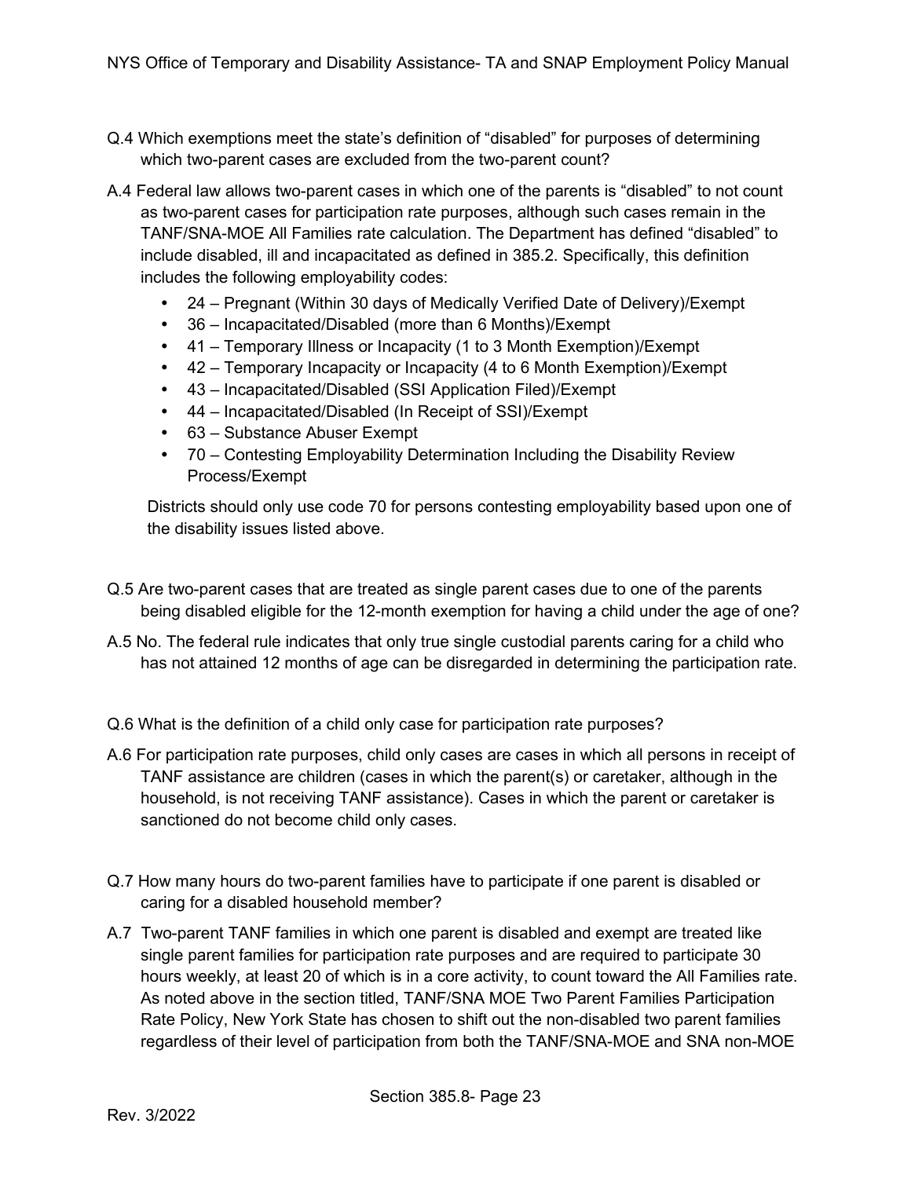Q.4 Which exemptions meet the state's definition of "disabled" for purposes of determining which two-parent cases are excluded from the two-parent count?

A.4 Federal law allows two-parent cases in which one of the parents is "disabled" to not count as two-parent cases for participation rate purposes, although such cases remain in the TANF/SNA-MOE All Families rate calculation. The Department has defined "disabled" to include disabled, ill and incapacitated as defined in 385.2. Specifically, this definition includes the following employability codes:

- 24 – Pregnant (Within 30 days of Medically Verified Date of Delivery)/Exempt
- 36 – Incapacitated/Disabled (more than 6 Months)/Exempt
- 41 – Temporary Illness or Incapacity (1 to 3 Month Exemption)/Exempt
- 42 – Temporary Incapacity or Incapacity (4 to 6 Month Exemption)/Exempt
- 43 – Incapacitated/Disabled (SSI Application Filed)/Exempt
- 44 – Incapacitated/Disabled (In Receipt of SSI)/Exempt
- 63 – Substance Abuser Exempt
- 70 – Contesting Employability Determination Including the Disability Review Process/Exempt

Districts should only use code 70 for persons contesting employability based upon one of the disability issues listed above.

Q.5 Are two-parent cases that are treated as single parent cases due to one of the parents being disabled eligible for the 12-month exemption for having a child under the age of one?

A.5 No. The federal rule indicates that only true single custodial parents caring for a child who has not attained 12 months of age can be disregarded in determining the participation rate.

Q.6 What is the definition of a child only case for participation rate purposes?

A.6 For participation rate purposes, child only cases are cases in which all persons in receipt of TANF assistance are children (cases in which the parent(s) or caretaker, although in the household, is not receiving TANF assistance). Cases in which the parent or caretaker is sanctioned do not become child only cases.

Q.7 How many hours do two-parent families have to participate if one parent is disabled or caring for a disabled household member?

A.7 Two-parent TANF families in which one parent is disabled and exempt are treated like single parent families for participation rate purposes and are required to participate 30 hours weekly, at least 20 of which is in a core activity, to count toward the All Families rate. As noted above in the section titled, TANF/SNA MOE Two Parent Families Participation Rate Policy, New York State has chosen to shift out the non-disabled two parent families regardless of their level of participation from both the TANF/SNA-MOE and SNA non-MOE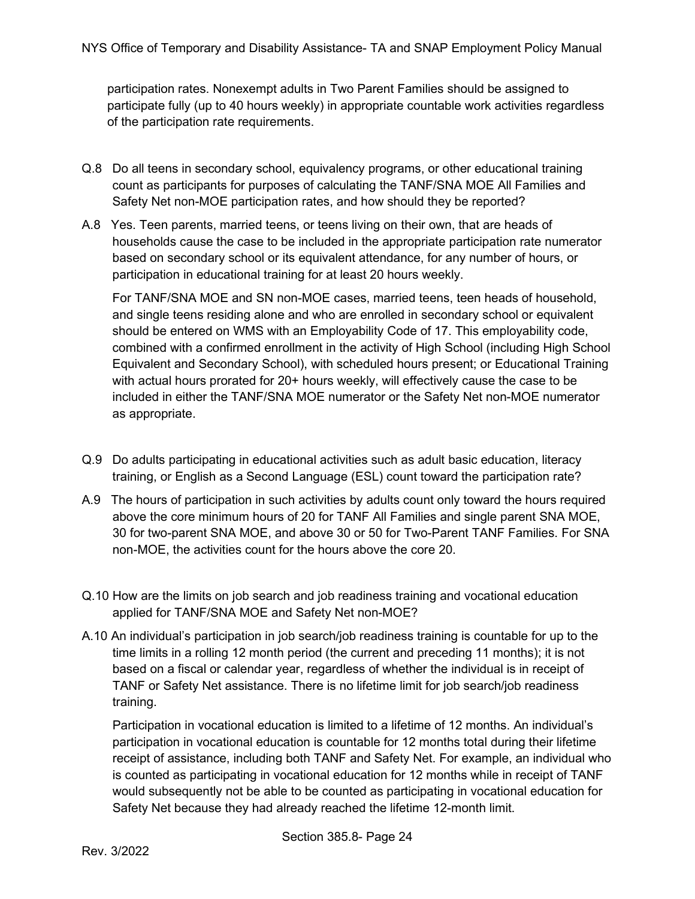participation rates. Nonexempt adults in Two Parent Families should be assigned to participate fully (up to 40 hours weekly) in appropriate countable work activities regardless of the participation rate requirements.

Q.8 Do all teens in secondary school, equivalency programs, or other educational training count as participants for purposes of calculating the TANF/SNA MOE All Families and Safety Net non-MOE participation rates, and how should they be reported?

A.8 Yes. Teen parents, married teens, or teens living on their own, that are heads of households cause the case to be included in the appropriate participation rate numerator based on secondary school or its equivalent attendance, for any number of hours, or participation in educational training for at least 20 hours weekly.

For TANF/SNA MOE and SN non-MOE cases, married teens, teen heads of household, and single teens residing alone and who are enrolled in secondary school or equivalent should be entered on WMS with an Employability Code of 17. This employability code, combined with a confirmed enrollment in the activity of High School (including High School Equivalent and Secondary School), with scheduled hours present; or Educational Training with actual hours prorated for 20+ hours weekly, will effectively cause the case to be included in either the TANF/SNA MOE numerator or the Safety Net non-MOE numerator as appropriate.

Q.9 Do adults participating in educational activities such as adult basic education, literacy training, or English as a Second Language (ESL) count toward the participation rate?

A.9 The hours of participation in such activities by adults count only toward the hours required above the core minimum hours of 20 for TANF All Families and single parent SNA MOE, 30 for two-parent SNA MOE, and above 30 or 50 for Two-Parent TANF Families. For SNA non-MOE, the activities count for the hours above the core 20.

Q.10 How are the limits on job search and job readiness training and vocational education applied for TANF/SNA MOE and Safety Net non-MOE?

A.10 An individual's participation in job search/job readiness training is countable for up to the time limits in a rolling 12 month period (the current and preceding 11 months); it is not based on a fiscal or calendar year, regardless of whether the individual is in receipt of TANF or Safety Net assistance. There is no lifetime limit for job search/job readiness training.

Participation in vocational education is limited to a lifetime of 12 months. An individual's participation in vocational education is countable for 12 months total during their lifetime receipt of assistance, including both TANF and Safety Net. For example, an individual who is counted as participating in vocational education for 12 months while in receipt of TANF would subsequently not be able to be counted as participating in vocational education for Safety Net because they had already reached the lifetime 12-month limit.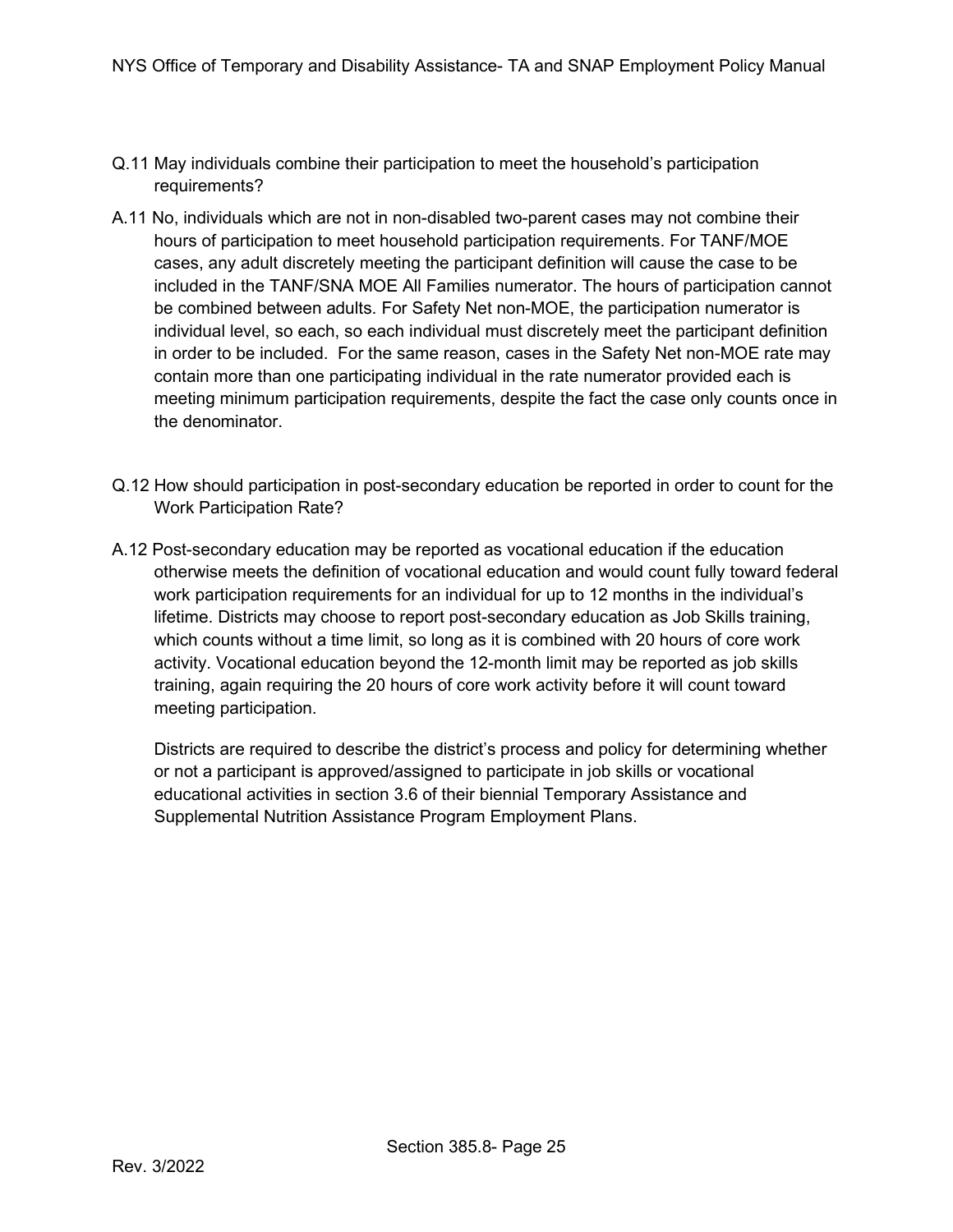Q.11 May individuals combine their participation to meet the household's participation requirements?

A.11 No, individuals which are not in non-disabled two-parent cases may not combine their hours of participation to meet household participation requirements. For TANF/MOE cases, any adult discretely meeting the participant definition will cause the case to be included in the TANF/SNA MOE All Families numerator. The hours of participation cannot be combined between adults. For Safety Net non-MOE, the participation numerator is individual level, so each, so each individual must discretely meet the participant definition in order to be included. For the same reason, cases in the Safety Net non-MOE rate may contain more than one participating individual in the rate numerator provided each is meeting minimum participation requirements, despite the fact the case only counts once in the denominator.

Q.12 How should participation in post-secondary education be reported in order to count for the Work Participation Rate?

A.12 Post-secondary education may be reported as vocational education if the education otherwise meets the definition of vocational education and would count fully toward federal work participation requirements for an individual for up to 12 months in the individual's lifetime. Districts may choose to report post-secondary education as Job Skills training, which counts without a time limit, so long as it is combined with 20 hours of core work activity. Vocational education beyond the 12-month limit may be reported as job skills training, again requiring the 20 hours of core work activity before it will count toward meeting participation.

Districts are required to describe the district's process and policy for determining whether or not a participant is approved/assigned to participate in job skills or vocational educational activities in section 3.6 of their biennial Temporary Assistance and Supplemental Nutrition Assistance Program Employment Plans.